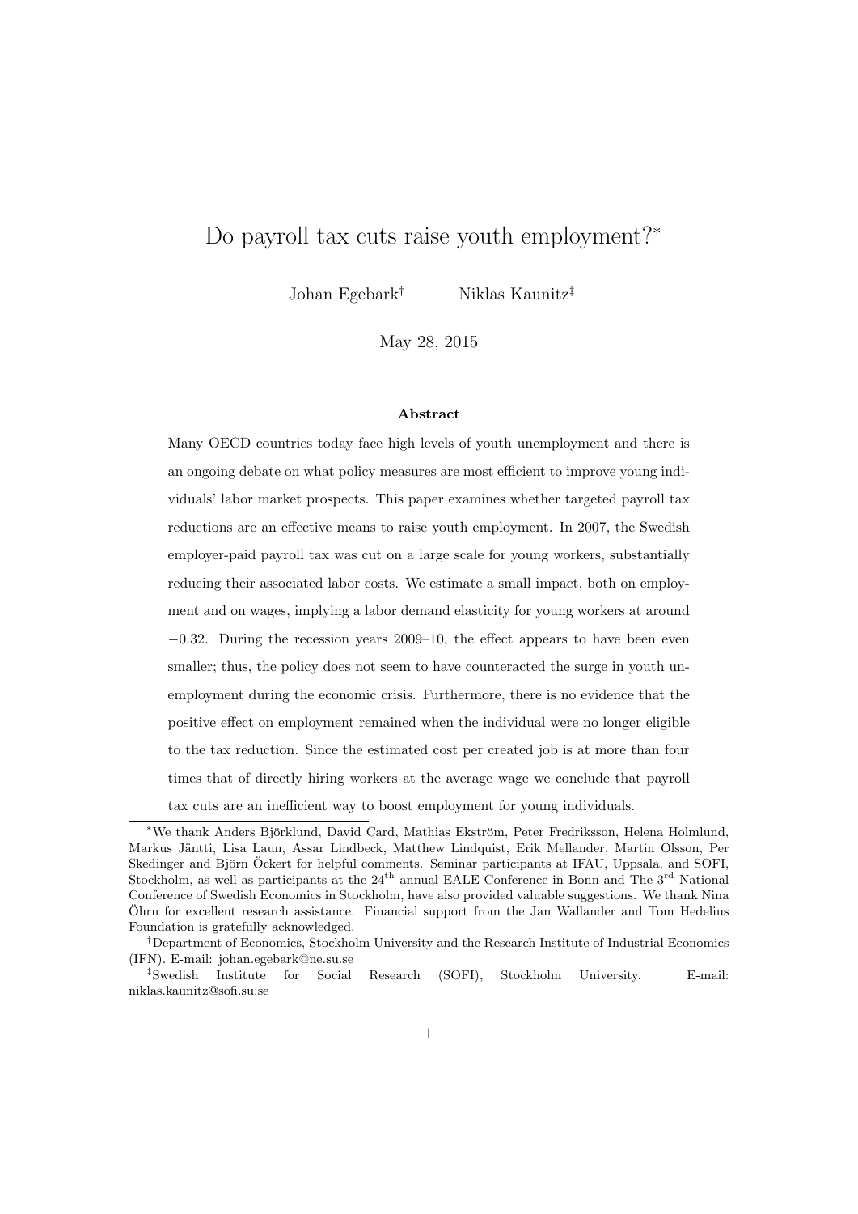# Do payroll tax cuts raise youth employment?*

Johan Egebark† Niklas Kaunitz‡

May 28, 2015

### Abstract

Many OECD countries today face high levels of youth unemployment and there is an ongoing debate on what policy measures are most efficient to improve young individuals' labor market prospects. This paper examines whether targeted payroll tax reductions are an effective means to raise youth employment. In 2007, the Swedish employer-paid payroll tax was cut on a large scale for young workers, substantially reducing their associated labor costs. We estimate a small impact, both on employment and on wages, implying a labor demand elasticity for young workers at around −0.32. During the recession years 2009–10, the effect appears to have been even smaller; thus, the policy does not seem to have counteracted the surge in youth unemployment during the economic crisis. Furthermore, there is no evidence that the positive effect on employment remained when the individual were no longer eligible to the tax reduction. Since the estimated cost per created job is at more than four times that of directly hiring workers at the average wage we conclude that payroll tax cuts are an inefficient way to boost employment for young individuals.

---

*We thank Anders Björklund, David Card, Mathias Ekström, Peter Fredriksson, Helena Holmlund, Markus Jäntti, Lisa Laun, Assar Lindbeck, Matthew Lindquist, Erik Mellander, Martin Olsson, Per Skedinger and Björn Öckert for helpful comments. Seminar participants at IFAU, Uppsala, and SOFI, Stockholm, as well as participants at the 24th annual EALE Conference in Bonn and The 3rd National Conference of Swedish Economics in Stockholm, have also provided valuable suggestions. We thank Nina Öhrn for excellent research assistance. Financial support from the Jan Wallander and Tom Hedelius Foundation is gratefully acknowledged.

†Department of Economics, Stockholm University and the Research Institute of Industrial Economics (IFN). E-mail: johan.egebark@ne.su.se

‡Swedish Institute for Social Research (SOFI), Stockholm University. E-mail: niklas.kaunitz@sofi.su.se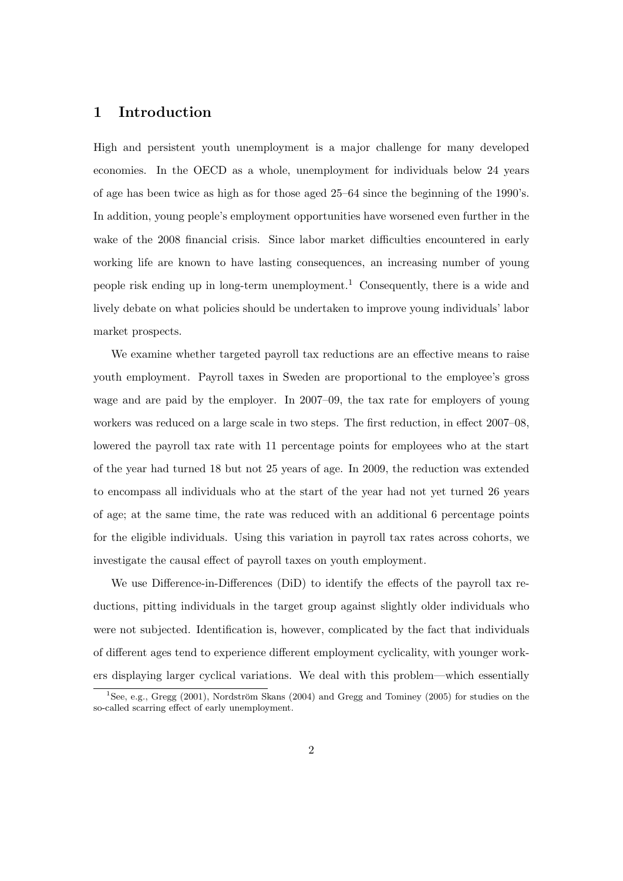# 1 Introduction

High and persistent youth unemployment is a major challenge for many developed economies. In the OECD as a whole, unemployment for individuals below 24 years of age has been twice as high as for those aged 25–64 since the beginning of the 1990's. In addition, young people's employment opportunities have worsened even further in the wake of the 2008 financial crisis. Since labor market difficulties encountered in early working life are known to have lasting consequences, an increasing number of young people risk ending up in long-term unemployment.[1] Consequently, there is a wide and lively debate on what policies should be undertaken to improve young individuals' labor market prospects.

We examine whether targeted payroll tax reductions are an effective means to raise youth employment. Payroll taxes in Sweden are proportional to the employee's gross wage and are paid by the employer. In 2007–09, the tax rate for employers of young workers was reduced on a large scale in two steps. The first reduction, in effect 2007–08, lowered the payroll tax rate with 11 percentage points for employees who at the start of the year had turned 18 but not 25 years of age. In 2009, the reduction was extended to encompass all individuals who at the start of the year had not yet turned 26 years of age; at the same time, the rate was reduced with an additional 6 percentage points for the eligible individuals. Using this variation in payroll tax rates across cohorts, we investigate the causal effect of payroll taxes on youth employment.

We use Difference-in-Differences (DiD) to identify the effects of the payroll tax reductions, pitting individuals in the target group against slightly older individuals who were not subjected. Identification is, however, complicated by the fact that individuals of different ages tend to experience different employment cyclicality, with younger workers displaying larger cyclical variations. We deal with this problem—which essentially

[1] See, e.g., Gregg (2001), Nordström Skans (2004) and Gregg and Tominey (2005) for studies on the so-called scarring effect of early unemployment.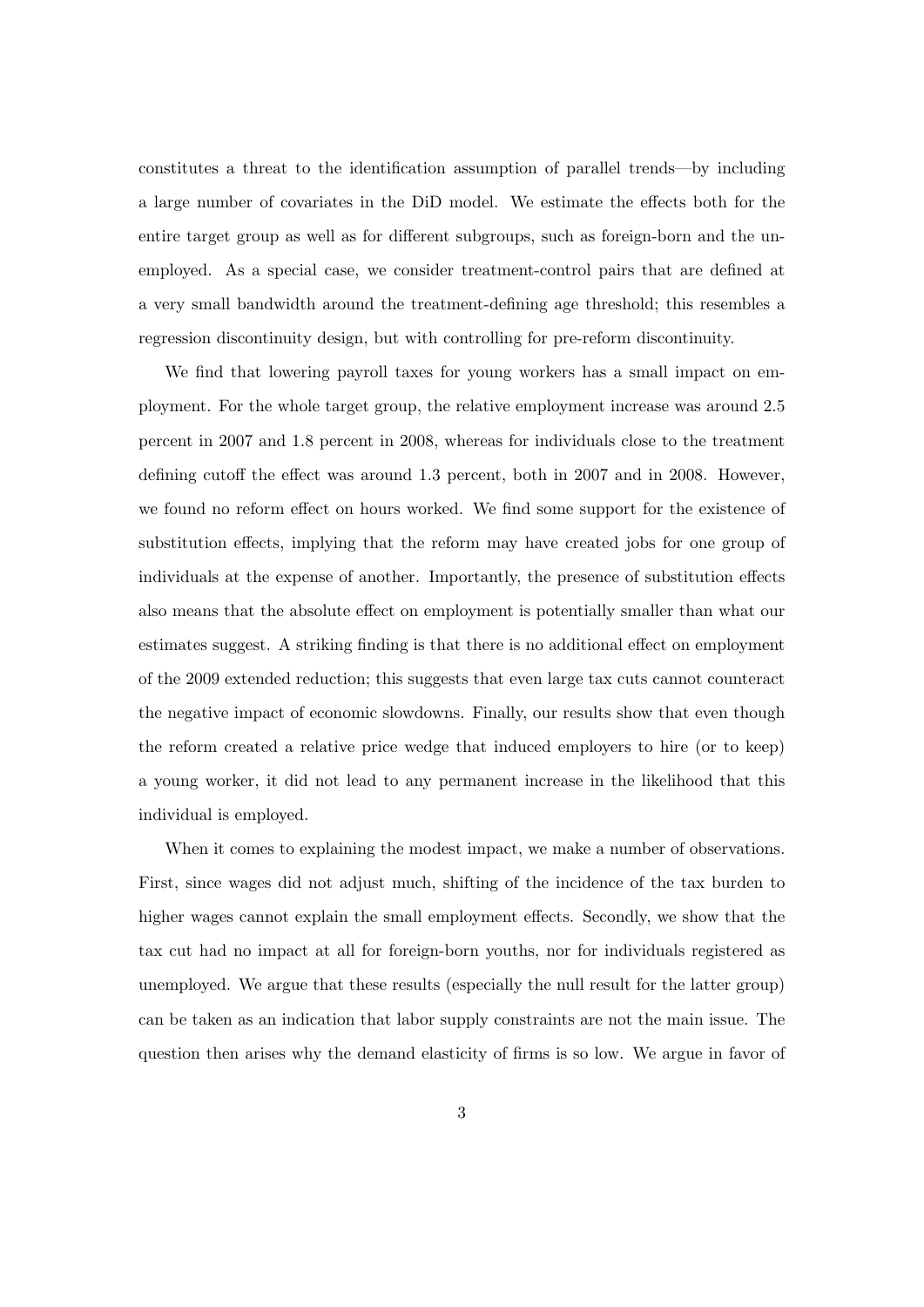constitutes a threat to the identification assumption of parallel trends—by including a large number of covariates in the DiD model. We estimate the effects both for the entire target group as well as for different subgroups, such as foreign-born and the unemployed. As a special case, we consider treatment-control pairs that are defined at a very small bandwidth around the treatment-defining age threshold; this resembles a regression discontinuity design, but with controlling for pre-reform discontinuity.

We find that lowering payroll taxes for young workers has a small impact on employment. For the whole target group, the relative employment increase was around 2.5 percent in 2007 and 1.8 percent in 2008, whereas for individuals close to the treatment defining cutoff the effect was around 1.3 percent, both in 2007 and in 2008. However, we found no reform effect on hours worked. We find some support for the existence of substitution effects, implying that the reform may have created jobs for one group of individuals at the expense of another. Importantly, the presence of substitution effects also means that the absolute effect on employment is potentially smaller than what our estimates suggest. A striking finding is that there is no additional effect on employment of the 2009 extended reduction; this suggests that even large tax cuts cannot counteract the negative impact of economic slowdowns. Finally, our results show that even though the reform created a relative price wedge that induced employers to hire (or to keep) a young worker, it did not lead to any permanent increase in the likelihood that this individual is employed.

When it comes to explaining the modest impact, we make a number of observations. First, since wages did not adjust much, shifting of the incidence of the tax burden to higher wages cannot explain the small employment effects. Secondly, we show that the tax cut had no impact at all for foreign-born youths, nor for individuals registered as unemployed. We argue that these results (especially the null result for the latter group) can be taken as an indication that labor supply constraints are not the main issue. The question then arises why the demand elasticity of firms is so low. We argue in favor of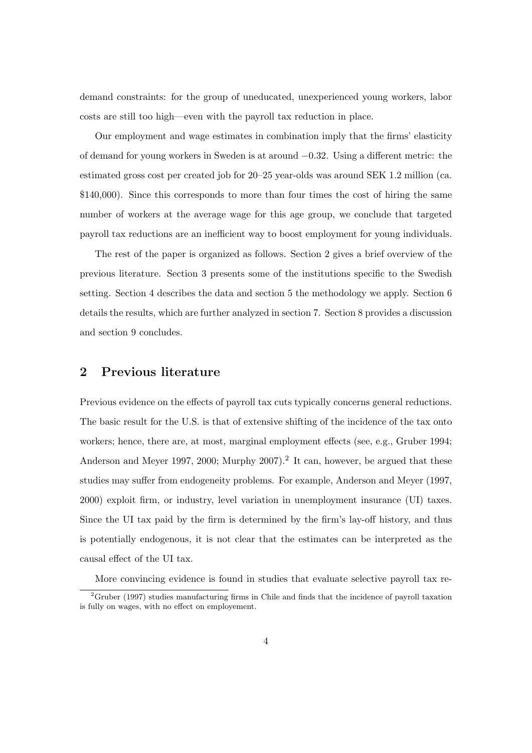demand constraints: for the group of uneducated, unexperienced young workers, labor costs are still too high—even with the payroll tax reduction in place.

Our employment and wage estimates in combination imply that the firms' elasticity of demand for young workers in Sweden is at around $-0.32$. Using a different metric: the estimated gross cost per created job for 20–25 year-olds was around SEK 1.2 million (ca. \$140,000). Since this corresponds to more than four times the cost of hiring the same number of workers at the average wage for this age group, we conclude that targeted payroll tax reductions are an inefficient way to boost employment for young individuals.

The rest of the paper is organized as follows. Section 2 gives a brief overview of the previous literature. Section 3 presents some of the institutions specific to the Swedish setting. Section 4 describes the data and section 5 the methodology we apply. Section 6 details the results, which are further analyzed in section 7. Section 8 provides a discussion and section 9 concludes.

## 2 Previous literature

Previous evidence on the effects of payroll tax cuts typically concerns general reductions. The basic result for the U.S. is that of extensive shifting of the incidence of the tax onto workers; hence, there are, at most, marginal employment effects (see, e.g., Gruber 1994; Anderson and Meyer 1997, 2000; Murphy 2007).[2] It can, however, be argued that these studies may suffer from endogeneity problems. For example, Anderson and Meyer (1997, 2000) exploit firm, or industry, level variation in unemployment insurance (UI) taxes. Since the UI tax paid by the firm is determined by the firm's lay-off history, and thus is potentially endogenous, it is not clear that the estimates can be interpreted as the causal effect of the UI tax.

More convincing evidence is found in studies that evaluate selective payroll tax re-

[2] Gruber (1997) studies manufacturing firms in Chile and finds that the incidence of payroll taxation is fully on wages, with no effect on employement.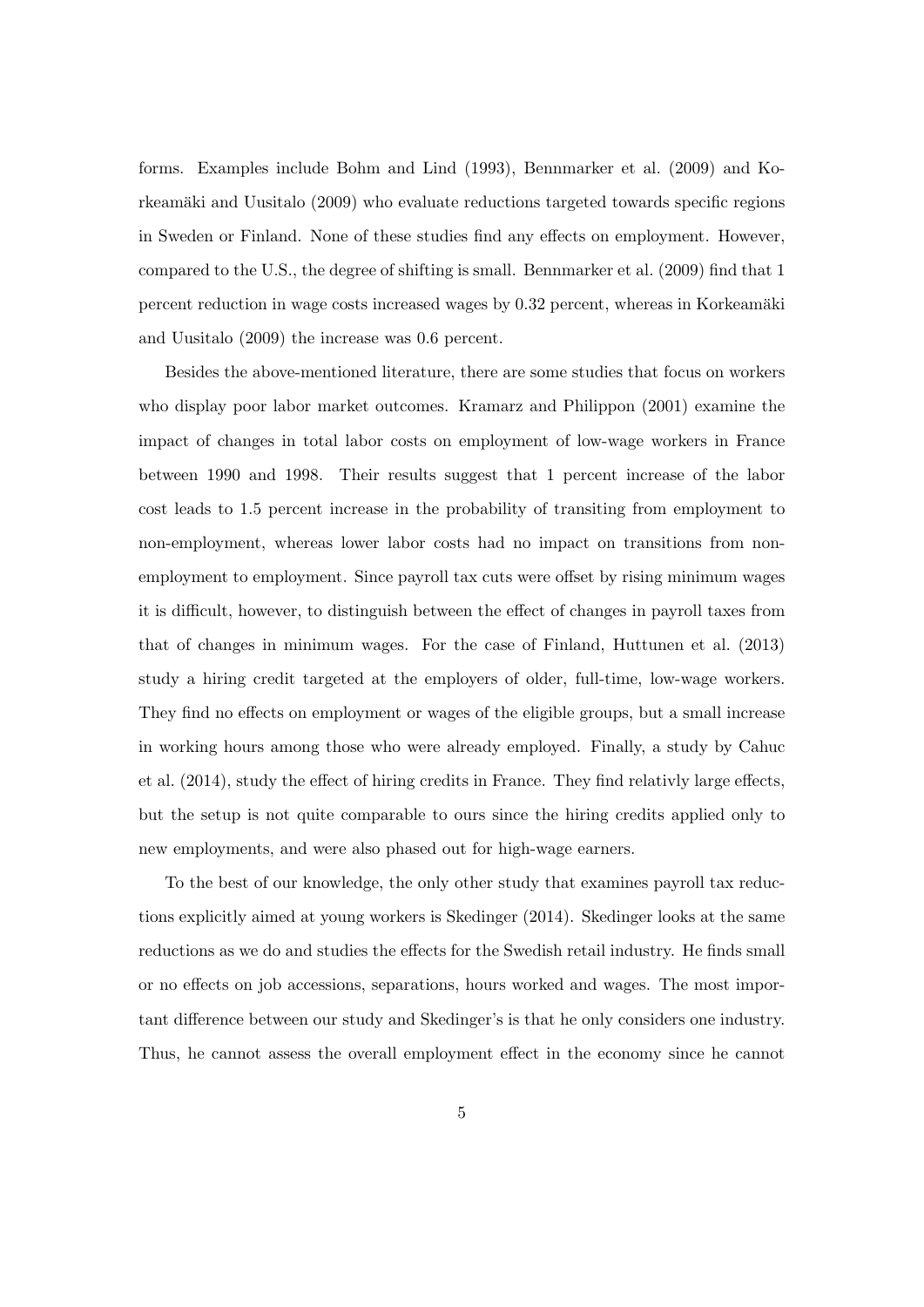forms. Examples include Bohm and Lind (1993), Bennmarker et al. (2009) and Korkeamäki and Uusitalo (2009) who evaluate reductions targeted towards specific regions in Sweden or Finland. None of these studies find any effects on employment. However, compared to the U.S., the degree of shifting is small. Bennmarker et al. (2009) find that 1 percent reduction in wage costs increased wages by 0.32 percent, whereas in Korkeamäki and Uusitalo (2009) the increase was 0.6 percent.

Besides the above-mentioned literature, there are some studies that focus on workers who display poor labor market outcomes. Kramarz and Philippon (2001) examine the impact of changes in total labor costs on employment of low-wage workers in France between 1990 and 1998. Their results suggest that 1 percent increase of the labor cost leads to 1.5 percent increase in the probability of transiting from employment to non-employment, whereas lower labor costs had no impact on transitions from non-employment to employment. Since payroll tax cuts were offset by rising minimum wages it is difficult, however, to distinguish between the effect of changes in payroll taxes from that of changes in minimum wages. For the case of Finland, Huttunen et al. (2013) study a hiring credit targeted at the employers of older, full-time, low-wage workers. They find no effects on employment or wages of the eligible groups, but a small increase in working hours among those who were already employed. Finally, a study by Cahuc et al. (2014), study the effect of hiring credits in France. They find relativly large effects, but the setup is not quite comparable to ours since the hiring credits applied only to new employments, and were also phased out for high-wage earners.

To the best of our knowledge, the only other study that examines payroll tax reductions explicitly aimed at young workers is Skedinger (2014). Skedinger looks at the same reductions as we do and studies the effects for the Swedish retail industry. He finds small or no effects on job accessions, separations, hours worked and wages. The most important difference between our study and Skedinger's is that he only considers one industry. Thus, he cannot assess the overall employment effect in the economy since he cannot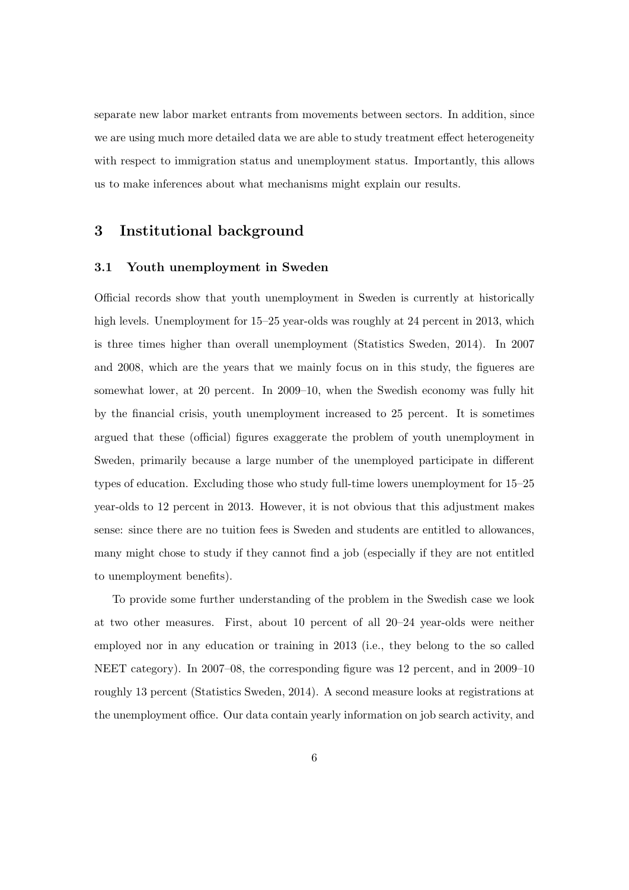separate new labor market entrants from movements between sectors. In addition, since we are using much more detailed data we are able to study treatment effect heterogeneity with respect to immigration status and unemployment status. Importantly, this allows us to make inferences about what mechanisms might explain our results.

## 3 Institutional background

### 3.1 Youth unemployment in Sweden

Official records show that youth unemployment in Sweden is currently at historically high levels. Unemployment for 15–25 year-olds was roughly at 24 percent in 2013, which is three times higher than overall unemployment (Statistics Sweden, 2014). In 2007 and 2008, which are the years that we mainly focus on in this study, the figueres are somewhat lower, at 20 percent. In 2009–10, when the Swedish economy was fully hit by the financial crisis, youth unemployment increased to 25 percent. It is sometimes argued that these (official) figures exaggerate the problem of youth unemployment in Sweden, primarily because a large number of the unemployed participate in different types of education. Excluding those who study full-time lowers unemployment for 15–25 year-olds to 12 percent in 2013. However, it is not obvious that this adjustment makes sense: since there are no tuition fees is Sweden and students are entitled to allowances, many might chose to study if they cannot find a job (especially if they are not entitled to unemployment benefits).

To provide some further understanding of the problem in the Swedish case we look at two other measures. First, about 10 percent of all 20–24 year-olds were neither employed nor in any education or training in 2013 (i.e., they belong to the so called NEET category). In 2007–08, the corresponding figure was 12 percent, and in 2009–10 roughly 13 percent (Statistics Sweden, 2014). A second measure looks at registrations at the unemployment office. Our data contain yearly information on job search activity, and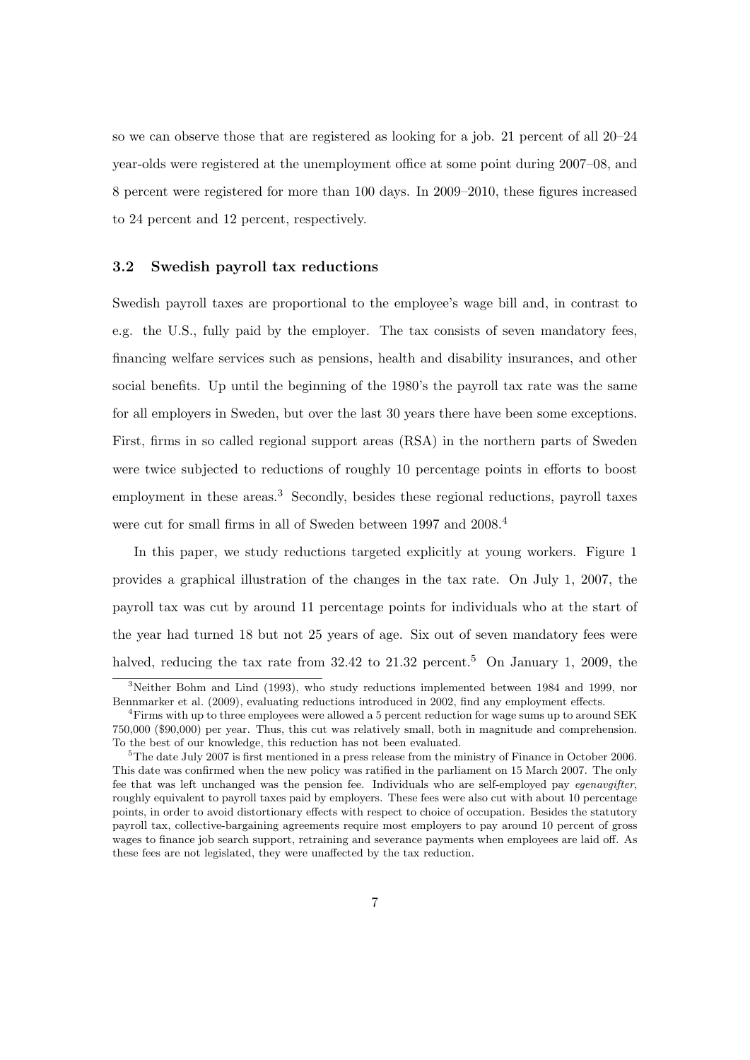so we can observe those that are registered as looking for a job. 21 percent of all 20–24 year-olds were registered at the unemployment office at some point during 2007–08, and 8 percent were registered for more than 100 days. In 2009–2010, these figures increased to 24 percent and 12 percent, respectively.

### 3.2 Swedish payroll tax reductions

Swedish payroll taxes are proportional to the employee's wage bill and, in contrast to e.g. the U.S., fully paid by the employer. The tax consists of seven mandatory fees, financing welfare services such as pensions, health and disability insurances, and other social benefits. Up until the beginning of the 1980's the payroll tax rate was the same for all employers in Sweden, but over the last 30 years there have been some exceptions. First, firms in so called regional support areas (RSA) in the northern parts of Sweden were twice subjected to reductions of roughly 10 percentage points in efforts to boost employment in these areas.[3] Secondly, besides these regional reductions, payroll taxes were cut for small firms in all of Sweden between 1997 and 2008.[4]

In this paper, we study reductions targeted explicitly at young workers. Figure 1 provides a graphical illustration of the changes in the tax rate. On July 1, 2007, the payroll tax was cut by around 11 percentage points for individuals who at the start of the year had turned 18 but not 25 years of age. Six out of seven mandatory fees were halved, reducing the tax rate from 32.42 to 21.32 percent.[5] On January 1, 2009, the

[3] Neither Bohm and Lind (1993), who study reductions implemented between 1984 and 1999, nor Bennmarker et al. (2009), evaluating reductions introduced in 2002, find any employment effects.

[4] Firms with up to three employees were allowed a 5 percent reduction for wage sums up to around SEK 750,000 ($90,000) per year. Thus, this cut was relatively small, both in magnitude and comprehension. To the best of our knowledge, this reduction has not been evaluated.

[5] The date July 2007 is first mentioned in a press release from the ministry of Finance in October 2006. This date was confirmed when the new policy was ratified in the parliament on 15 March 2007. The only fee that was left unchanged was the pension fee. Individuals who are self-employed pay *egenavgifter*, roughly equivalent to payroll taxes paid by employers. These fees were also cut with about 10 percentage points, in order to avoid distortionary effects with respect to choice of occupation. Besides the statutory payroll tax, collective-bargaining agreements require most employers to pay around 10 percent of gross wages to finance job search support, retraining and severance payments when employees are laid off. As these fees are not legislated, they were unaffected by the tax reduction.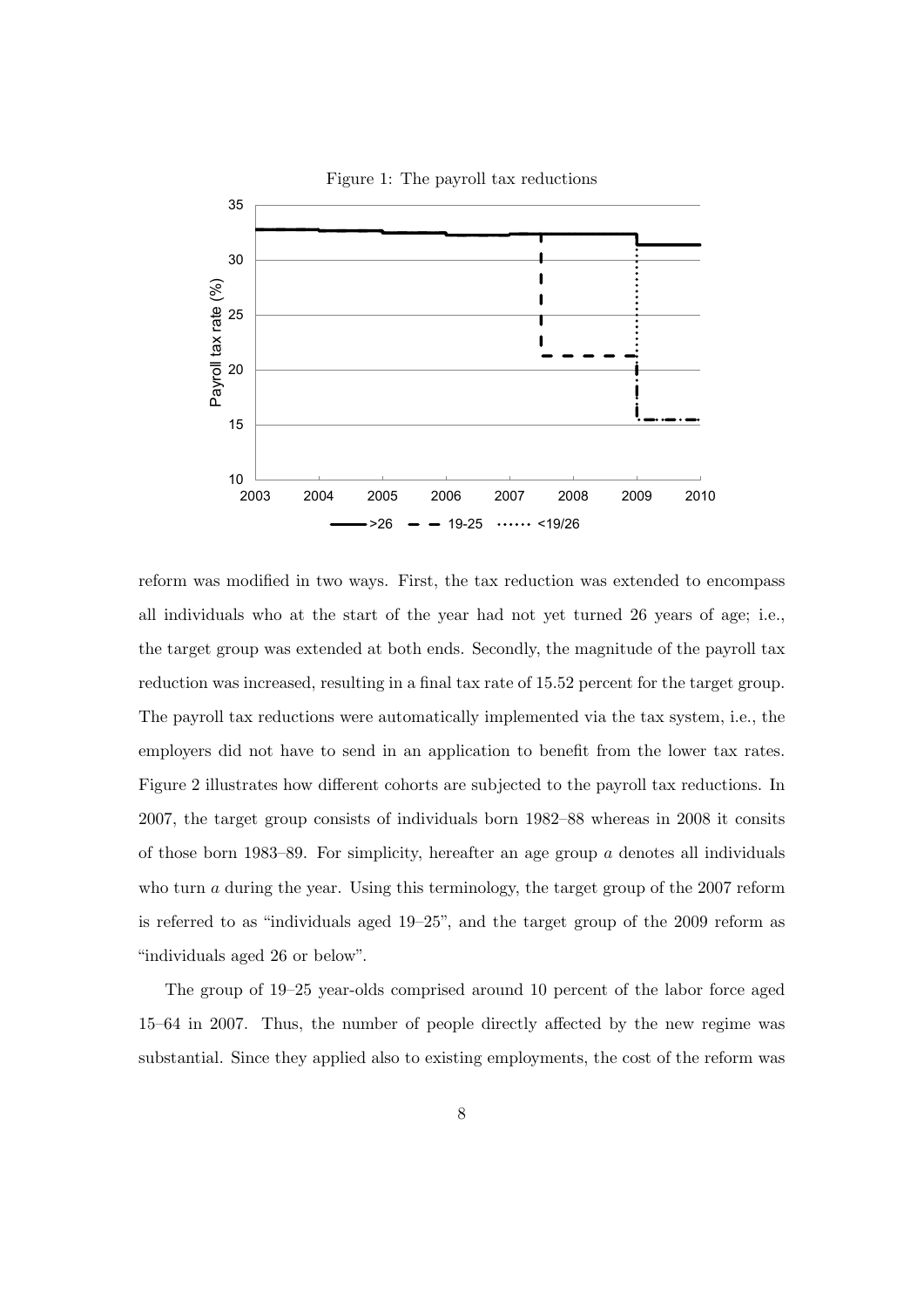Figure 1: The payroll tax reductions

reform was modified in two ways. First, the tax reduction was extended to encompass all individuals who at the start of the year had not yet turned 26 years of age; i.e., the target group was extended at both ends. Secondly, the magnitude of the payroll tax reduction was increased, resulting in a final tax rate of 15.52 percent for the target group. The payroll tax reductions were automatically implemented via the tax system, i.e., the employers did not have to send in an application to benefit from the lower tax rates. Figure 2 illustrates how different cohorts are subjected to the payroll tax reductions. In 2007, the target group consists of individuals born 1982–88 whereas in 2008 it consits of those born 1983–89. For simplicity, hereafter an age group $a$ denotes all individuals who turn $a$ during the year. Using this terminology, the target group of the 2007 reform is referred to as "individuals aged 19–25", and the target group of the 2009 reform as "individuals aged 26 or below".

The group of 19–25 year-olds comprised around 10 percent of the labor force aged 15–64 in 2007. Thus, the number of people directly affected by the new regime was substantial. Since they applied also to existing employments, the cost of the reform was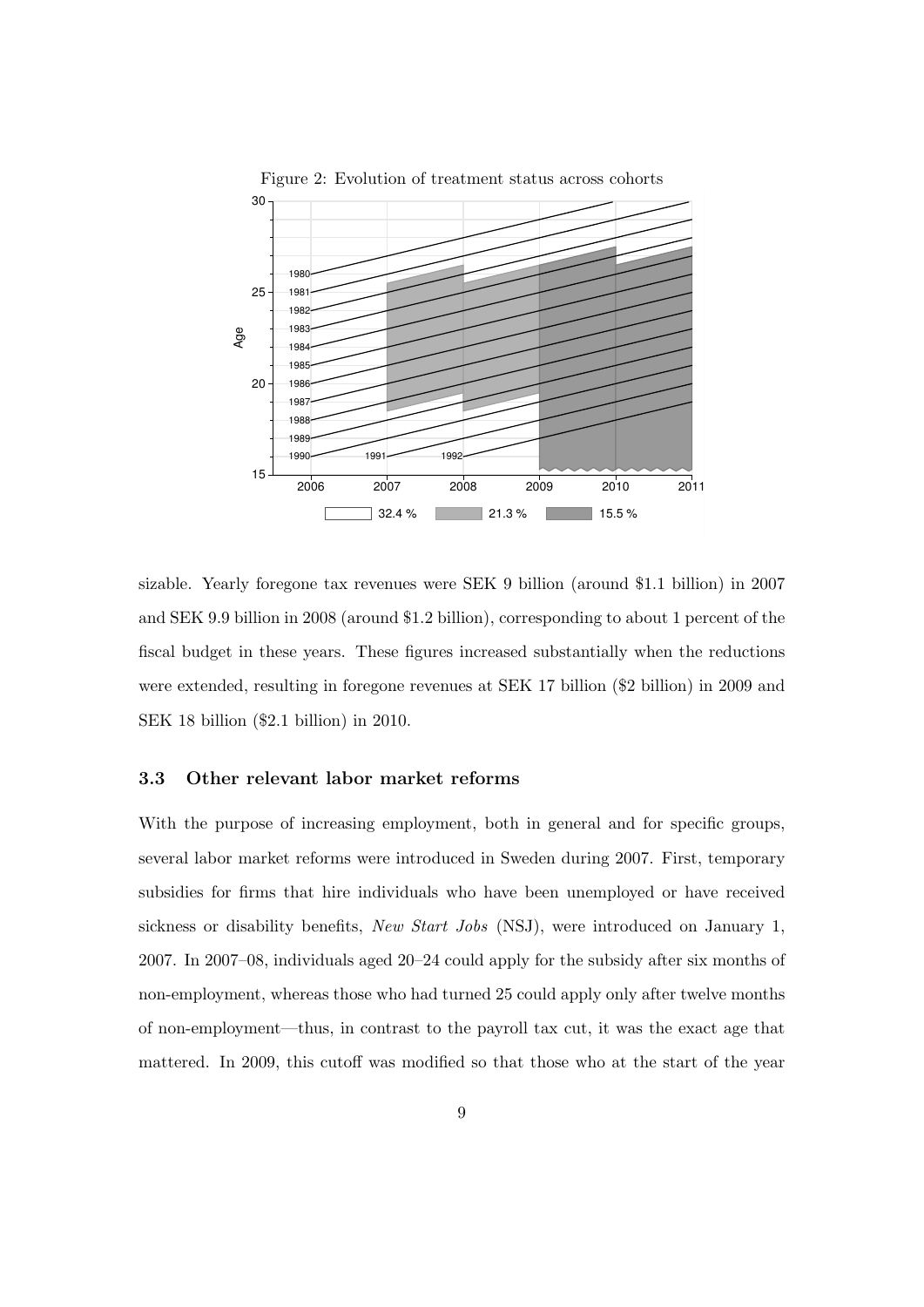Figure 2: Evolution of treatment status across cohorts

sizable. Yearly foregone tax revenues were SEK 9 billion (around $1.1 billion) in 2007 and SEK 9.9 billion in 2008 (around $1.2 billion), corresponding to about 1 percent of the fiscal budget in these years. These figures increased substantially when the reductions were extended, resulting in foregone revenues at SEK 17 billion ($2 billion) in 2009 and SEK 18 billion ($2.1 billion) in 2010.

### 3.3 Other relevant labor market reforms

With the purpose of increasing employment, both in general and for specific groups, several labor market reforms were introduced in Sweden during 2007. First, temporary subsidies for firms that hire individuals who have been unemployed or have received sickness or disability benefits, *New Start Jobs* (NSJ), were introduced on January 1, 2007. In 2007–08, individuals aged 20–24 could apply for the subsidy after six months of non-employment, whereas those who had turned 25 could apply only after twelve months of non-employment—thus, in contrast to the payroll tax cut, it was the exact age that mattered. In 2009, this cutoff was modified so that those who at the start of the year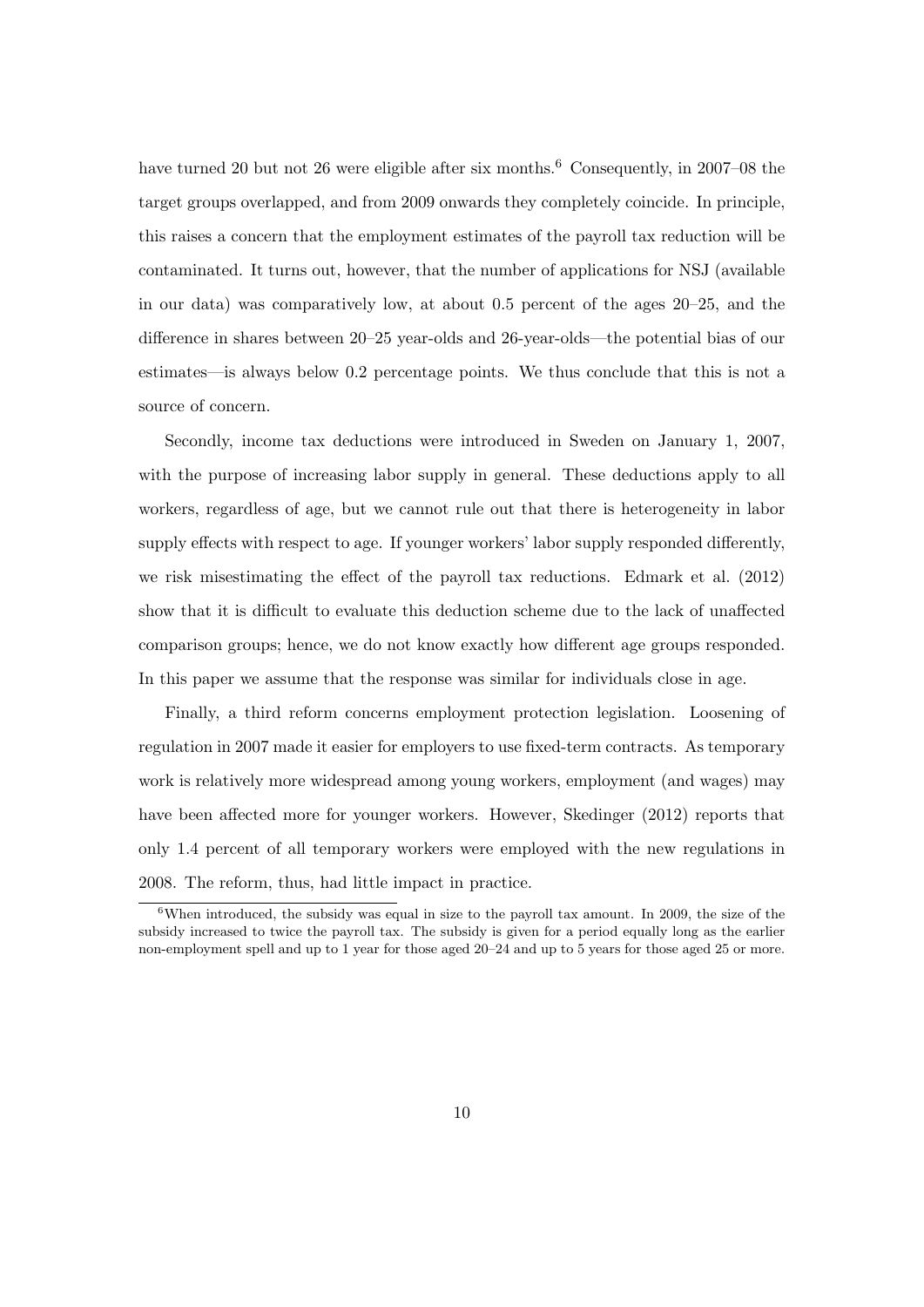have turned 20 but not 26 were eligible after six months.[6] Consequently, in 2007–08 the target groups overlapped, and from 2009 onwards they completely coincide. In principle, this raises a concern that the employment estimates of the payroll tax reduction will be contaminated. It turns out, however, that the number of applications for NSJ (available in our data) was comparatively low, at about 0.5 percent of the ages 20–25, and the difference in shares between 20–25 year-olds and 26-year-olds—the potential bias of our estimates—is always below 0.2 percentage points. We thus conclude that this is not a source of concern.

Secondly, income tax deductions were introduced in Sweden on January 1, 2007, with the purpose of increasing labor supply in general. These deductions apply to all workers, regardless of age, but we cannot rule out that there is heterogeneity in labor supply effects with respect to age. If younger workers' labor supply responded differently, we risk misestimating the effect of the payroll tax reductions. Edmark et al. (2012) show that it is difficult to evaluate this deduction scheme due to the lack of unaffected comparison groups; hence, we do not know exactly how different age groups responded. In this paper we assume that the response was similar for individuals close in age.

Finally, a third reform concerns employment protection legislation. Loosening of regulation in 2007 made it easier for employers to use fixed-term contracts. As temporary work is relatively more widespread among young workers, employment (and wages) may have been affected more for younger workers. However, Skedinger (2012) reports that only 1.4 percent of all temporary workers were employed with the new regulations in 2008. The reform, thus, had little impact in practice.

[6] When introduced, the subsidy was equal in size to the payroll tax amount. In 2009, the size of the subsidy increased to twice the payroll tax. The subsidy is given for a period equally long as the earlier non-employment spell and up to 1 year for those aged 20–24 and up to 5 years for those aged 25 or more.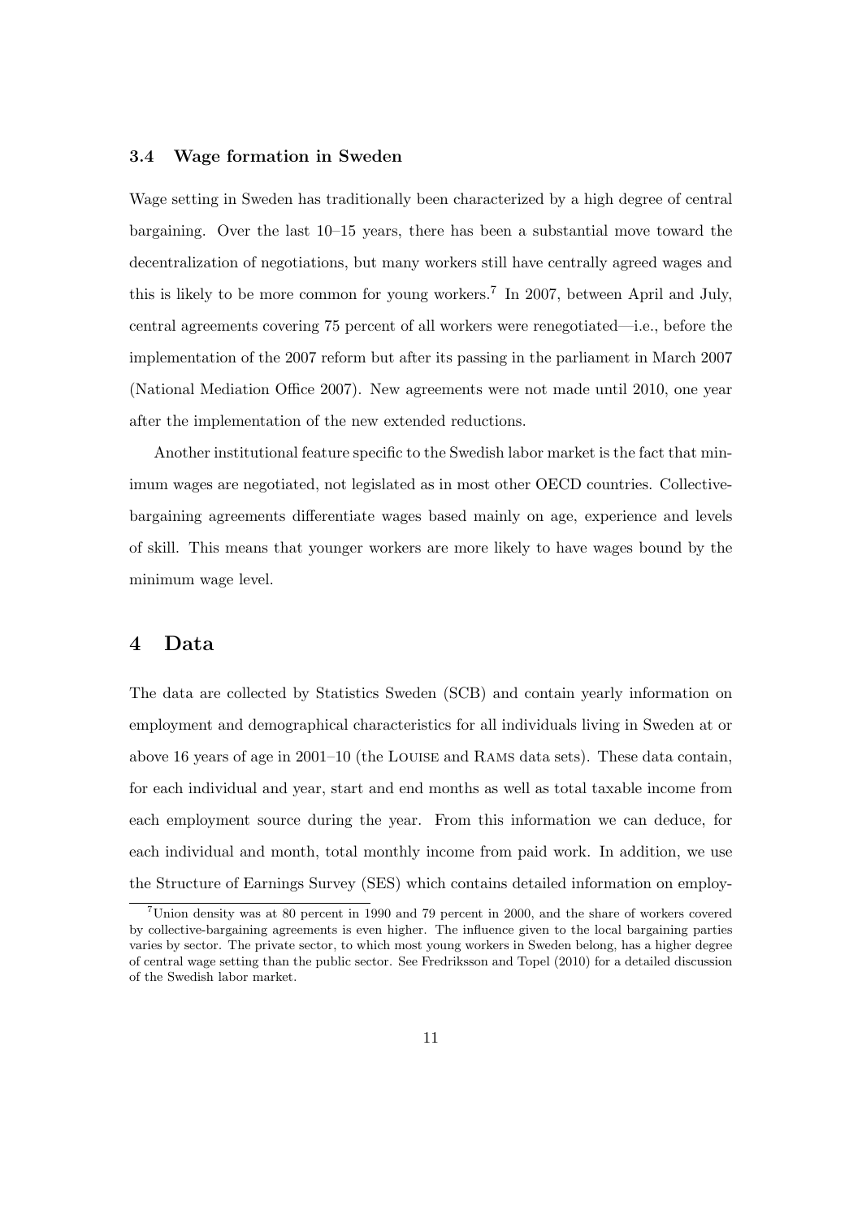### 3.4 Wage formation in Sweden

Wage setting in Sweden has traditionally been characterized by a high degree of central bargaining. Over the last 10–15 years, there has been a substantial move toward the decentralization of negotiations, but many workers still have centrally agreed wages and this is likely to be more common for young workers.[7] In 2007, between April and July, central agreements covering 75 percent of all workers were renegotiated—i.e., before the implementation of the 2007 reform but after its passing in the parliament in March 2007 (National Mediation Office 2007). New agreements were not made until 2010, one year after the implementation of the new extended reductions.

Another institutional feature specific to the Swedish labor market is the fact that minimum wages are negotiated, not legislated as in most other OECD countries. Collective-bargaining agreements differentiate wages based mainly on age, experience and levels of skill. This means that younger workers are more likely to have wages bound by the minimum wage level.

## 4 Data

The data are collected by Statistics Sweden (SCB) and contain yearly information on employment and demographical characteristics for all individuals living in Sweden at or above 16 years of age in 2001–10 (the Louise and Rams data sets). These data contain, for each individual and year, start and end months as well as total taxable income from each employment source during the year. From this information we can deduce, for each individual and month, total monthly income from paid work. In addition, we use the Structure of Earnings Survey (SES) which contains detailed information on employ-

[7] Union density was at 80 percent in 1990 and 79 percent in 2000, and the share of workers covered by collective-bargaining agreements is even higher. The influence given to the local bargaining parties varies by sector. The private sector, to which most young workers in Sweden belong, has a higher degree of central wage setting than the public sector. See Fredriksson and Topel (2010) for a detailed discussion of the Swedish labor market.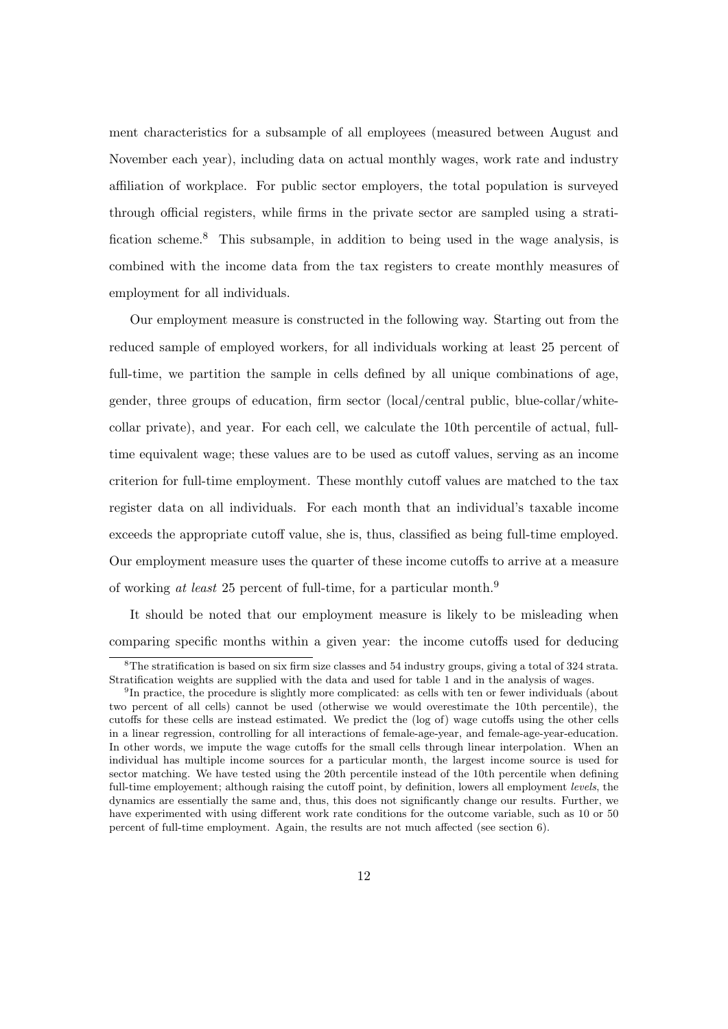ment characteristics for a subsample of all employees (measured between August and November each year), including data on actual monthly wages, work rate and industry affiliation of workplace. For public sector employers, the total population is surveyed through official registers, while firms in the private sector are sampled using a stratification scheme.[8] This subsample, in addition to being used in the wage analysis, is combined with the income data from the tax registers to create monthly measures of employment for all individuals.

Our employment measure is constructed in the following way. Starting out from the reduced sample of employed workers, for all individuals working at least 25 percent of full-time, we partition the sample in cells defined by all unique combinations of age, gender, three groups of education, firm sector (local/central public, blue-collar/white-collar private), and year. For each cell, we calculate the 10th percentile of actual, full-time equivalent wage; these values are to be used as cutoff values, serving as an income criterion for full-time employment. These monthly cutoff values are matched to the tax register data on all individuals. For each month that an individual's taxable income exceeds the appropriate cutoff value, she is, thus, classified as being full-time employed. Our employment measure uses the quarter of these income cutoffs to arrive at a measure of working *at least* 25 percent of full-time, for a particular month.[9]

It should be noted that our employment measure is likely to be misleading when comparing specific months within a given year: the income cutoffs used for deducing

---

[8] The stratification is based on six firm size classes and 54 industry groups, giving a total of 324 strata. Stratification weights are supplied with the data and used for table 1 and in the analysis of wages.

[9] In practice, the procedure is slightly more complicated: as cells with ten or fewer individuals (about two percent of all cells) cannot be used (otherwise we would overestimate the 10th percentile), the cutoffs for these cells are instead estimated. We predict the (log of) wage cutoffs using the other cells in a linear regression, controlling for all interactions of female-age-year, and female-age-year-education. In other words, we impute the wage cutoffs for the small cells through linear interpolation. When an individual has multiple income sources for a particular month, the largest income source is used for sector matching. We have tested using the 20th percentile instead of the 10th percentile when defining full-time employement; although raising the cutoff point, by definition, lowers all employment *levels*, the dynamics are essentially the same and, thus, this does not significantly change our results. Further, we have experimented with using different work rate conditions for the outcome variable, such as 10 or 50 percent of full-time employment. Again, the results are not much affected (see section 6).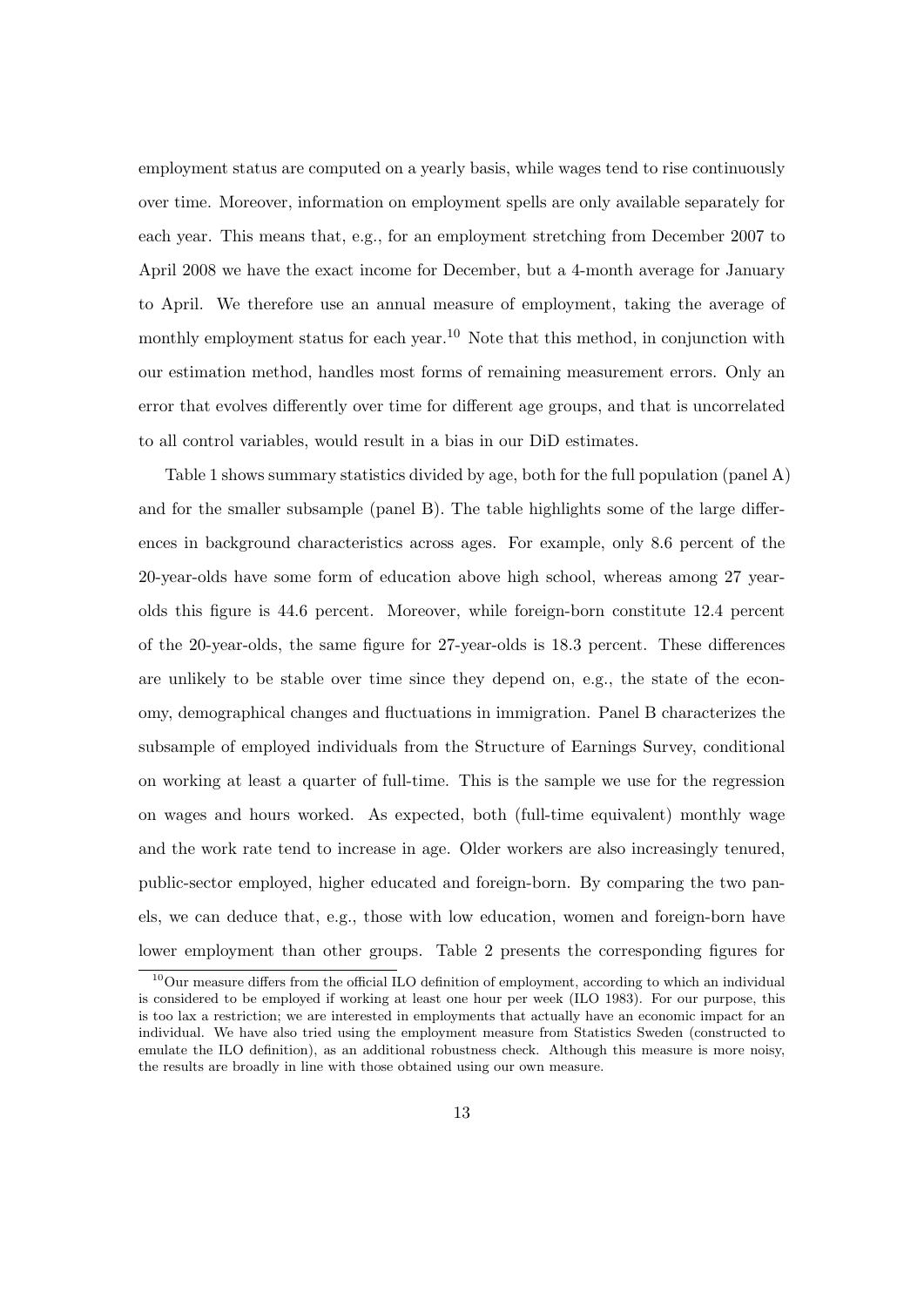employment status are computed on a yearly basis, while wages tend to rise continuously over time. Moreover, information on employment spells are only available separately for each year. This means that, e.g., for an employment stretching from December 2007 to April 2008 we have the exact income for December, but a 4-month average for January to April. We therefore use an annual measure of employment, taking the average of monthly employment status for each year.[10] Note that this method, in conjunction with our estimation method, handles most forms of remaining measurement errors. Only an error that evolves differently over time for different age groups, and that is uncorrelated to all control variables, would result in a bias in our DiD estimates.

Table 1 shows summary statistics divided by age, both for the full population (panel A) and for the smaller subsample (panel B). The table highlights some of the large differences in background characteristics across ages. For example, only 8.6 percent of the 20-year-olds have some form of education above high school, whereas among 27 year-olds this figure is 44.6 percent. Moreover, while foreign-born constitute 12.4 percent of the 20-year-olds, the same figure for 27-year-olds is 18.3 percent. These differences are unlikely to be stable over time since they depend on, e.g., the state of the economy, demographical changes and fluctuations in immigration. Panel B characterizes the subsample of employed individuals from the Structure of Earnings Survey, conditional on working at least a quarter of full-time. This is the sample we use for the regression on wages and hours worked. As expected, both (full-time equivalent) monthly wage and the work rate tend to increase in age. Older workers are also increasingly tenured, public-sector employed, higher educated and foreign-born. By comparing the two panels, we can deduce that, e.g., those with low education, women and foreign-born have lower employment than other groups. Table 2 presents the corresponding figures for

[10] Our measure differs from the official ILO definition of employment, according to which an individual is considered to be employed if working at least one hour per week (ILO 1983). For our purpose, this is too lax a restriction; we are interested in employments that actually have an economic impact for an individual. We have also tried using the employment measure from Statistics Sweden (constructed to emulate the ILO definition), as an additional robustness check. Although this measure is more noisy, the results are broadly in line with those obtained using our own measure.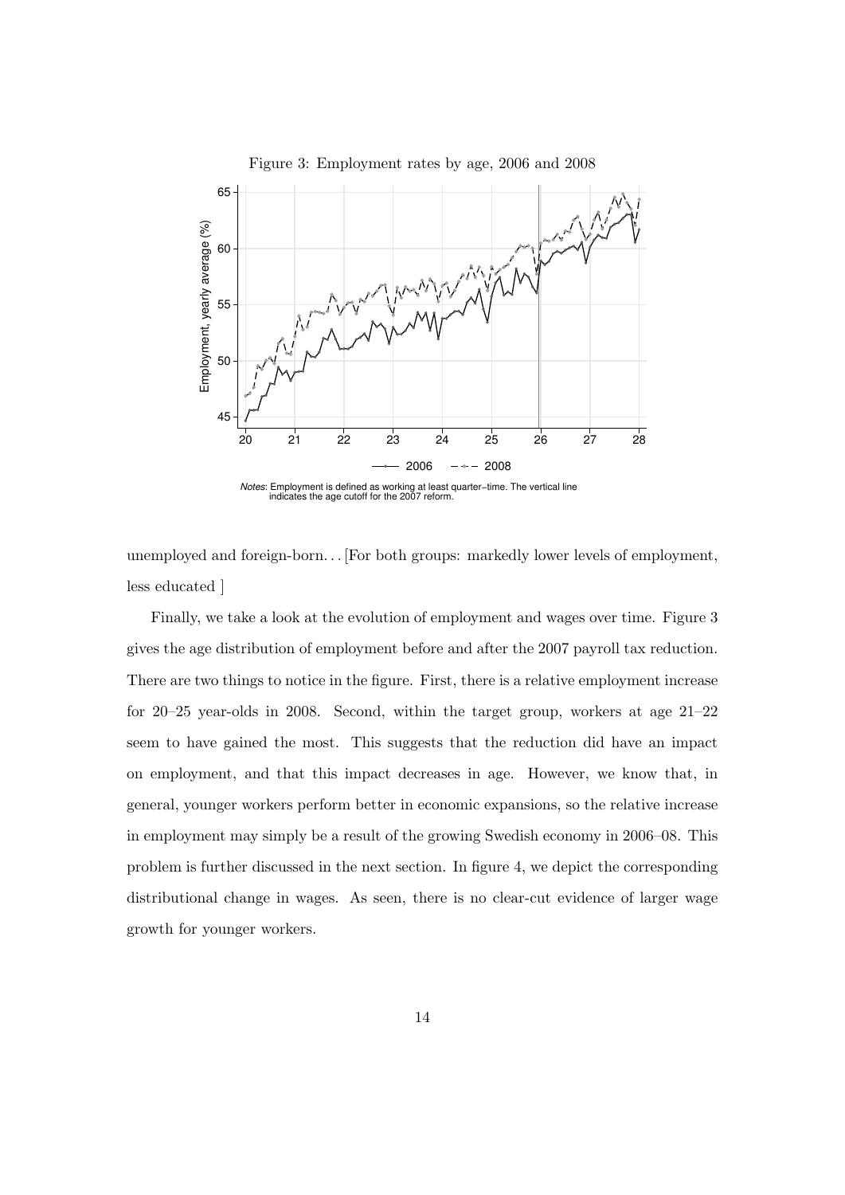Figure 3: Employment rates by age, 2006 and 2008

*Notes*: Employment is defined as working at least quarter−time. The vertical line indicates the age cutoff for the 2007 reform.

unemployed and foreign-born. . . [For both groups: markedly lower levels of employment, less educated ]

Finally, we take a look at the evolution of employment and wages over time. Figure 3 gives the age distribution of employment before and after the 2007 payroll tax reduction. There are two things to notice in the figure. First, there is a relative employment increase for 20–25 year-olds in 2008. Second, within the target group, workers at age 21–22 seem to have gained the most. This suggests that the reduction did have an impact on employment, and that this impact decreases in age. However, we know that, in general, younger workers perform better in economic expansions, so the relative increase in employment may simply be a result of the growing Swedish economy in 2006–08. This problem is further discussed in the next section. In figure 4, we depict the corresponding distributional change in wages. As seen, there is no clear-cut evidence of larger wage growth for younger workers.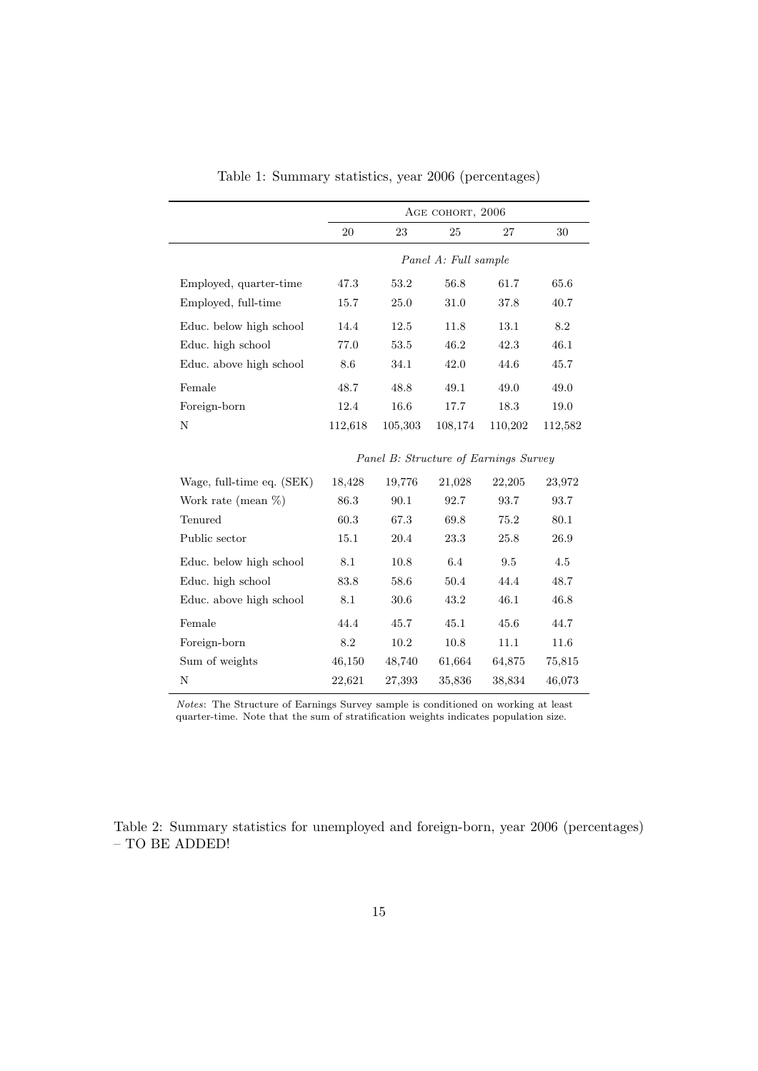Table 1: Summary statistics, year 2006 (percentages)

| | Age cohort, 2006 | | | | |
|---|---|---|---|---|---|
| | 20 | 23 | 25 | 27 | 30 |
| | *Panel A: Full sample* | | | | |
| Employed, quarter-time | 47.3 | 53.2 | 56.8 | 61.7 | 65.6 |
| Employed, full-time | 15.7 | 25.0 | 31.0 | 37.8 | 40.7 |
| Educ. below high school | 14.4 | 12.5 | 11.8 | 13.1 | 8.2 |
| Educ. high school | 77.0 | 53.5 | 46.2 | 42.3 | 46.1 |
| Educ. above high school | 8.6 | 34.1 | 42.0 | 44.6 | 45.7 |
| Female | 48.7 | 48.8 | 49.1 | 49.0 | 49.0 |
| Foreign-born | 12.4 | 16.6 | 17.7 | 18.3 | 19.0 |
| N | 112,618 | 105,303 | 108,174 | 110,202 | 112,582 |
| | *Panel B: Structure of Earnings Survey* | | | | |
| Wage, full-time eq. (SEK) | 18,428 | 19,776 | 21,028 | 22,205 | 23,972 |
| Work rate (mean %) | 86.3 | 90.1 | 92.7 | 93.7 | 93.7 |
| Tenured | 60.3 | 67.3 | 69.8 | 75.2 | 80.1 |
| Public sector | 15.1 | 20.4 | 23.3 | 25.8 | 26.9 |
| Educ. below high school | 8.1 | 10.8 | 6.4 | 9.5 | 4.5 |
| Educ. high school | 83.8 | 58.6 | 50.4 | 44.4 | 48.7 |
| Educ. above high school | 8.1 | 30.6 | 43.2 | 46.1 | 46.8 |
| Female | 44.4 | 45.7 | 45.1 | 45.6 | 44.7 |
| Foreign-born | 8.2 | 10.2 | 10.8 | 11.1 | 11.6 |
| Sum of weights | 46,150 | 48,740 | 61,664 | 64,875 | 75,815 |
| N | 22,621 | 27,393 | 35,836 | 38,834 | 46,073 |

*Notes*: The Structure of Earnings Survey sample is conditioned on working at least quarter-time. Note that the sum of stratification weights indicates population size.

Table 2: Summary statistics for unemployed and foreign-born, year 2006 (percentages) – TO BE ADDED!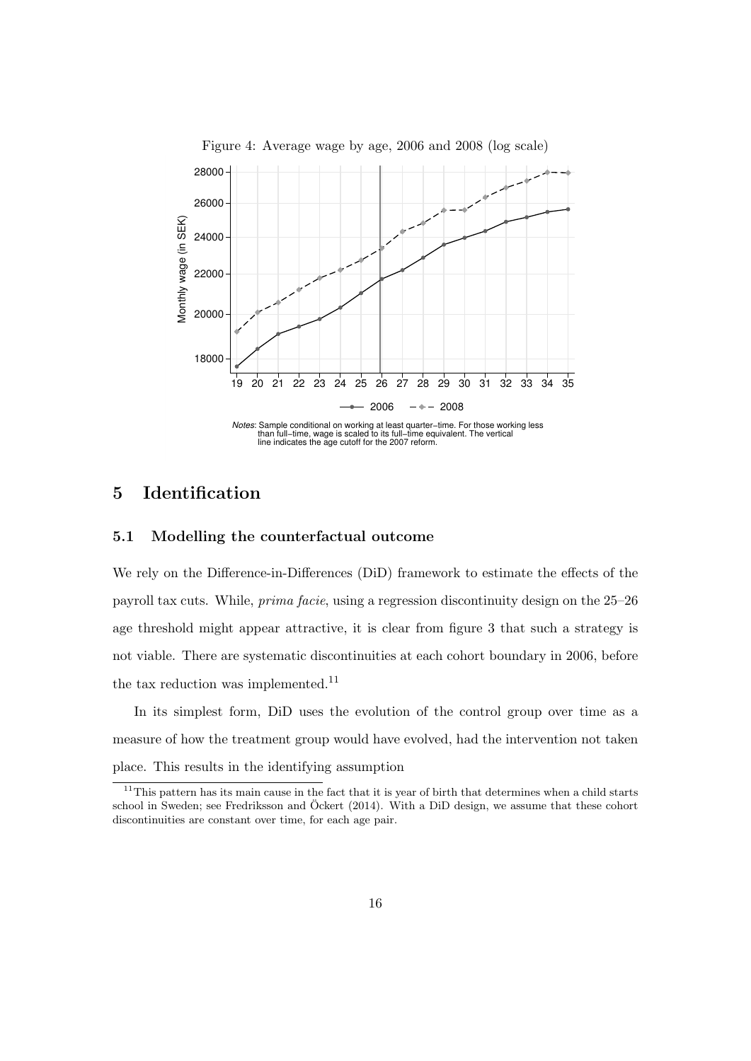Figure 4: Average wage by age, 2006 and 2008 (log scale)

*Notes*: Sample conditional on working at least quarter–time. For those working less than full–time, wage is scaled to its full–time equivalent. The vertical line indicates the age cutoff for the 2007 reform.

# 5 Identification

## 5.1 Modelling the counterfactual outcome

We rely on the Difference-in-Differences (DiD) framework to estimate the effects of the payroll tax cuts. While, *prima facie*, using a regression discontinuity design on the 25–26 age threshold might appear attractive, it is clear from figure 3 that such a strategy is not viable. There are systematic discontinuities at each cohort boundary in 2006, before the tax reduction was implemented.[11]

In its simplest form, DiD uses the evolution of the control group over time as a measure of how the treatment group would have evolved, had the intervention not taken place. This results in the identifying assumption

[11] This pattern has its main cause in the fact that it is year of birth that determines when a child starts school in Sweden; see Fredriksson and Öckert (2014). With a DiD design, we assume that these cohort discontinuities are constant over time, for each age pair.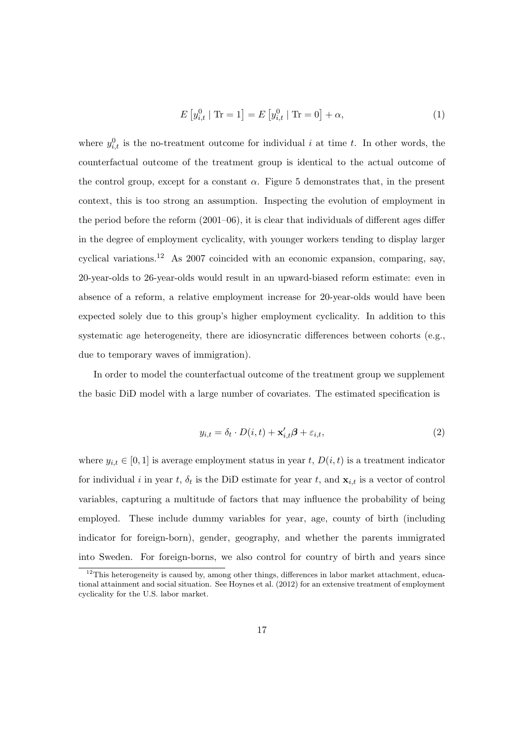$$E\left[y_{i,t}^{0} \mid \mathrm{Tr}=1\right] = E\left[y_{i,t}^{0} \mid \mathrm{Tr}=0\right] + \alpha, \tag{1}$$

where $y_{i,t}^{0}$ is the no-treatment outcome for individual $i$ at time $t$. In other words, the counterfactual outcome of the treatment group is identical to the actual outcome of the control group, except for a constant $\alpha$. Figure 5 demonstrates that, in the present context, this is too strong an assumption. Inspecting the evolution of employment in the period before the reform (2001–06), it is clear that individuals of different ages differ in the degree of employment cyclicality, with younger workers tending to display larger cyclical variations.[12] As 2007 coincided with an economic expansion, comparing, say, 20-year-olds to 26-year-olds would result in an upward-biased reform estimate: even in absence of a reform, a relative employment increase for 20-year-olds would have been expected solely due to this group's higher employment cyclicality. In addition to this systematic age heterogeneity, there are idiosyncratic differences between cohorts (e.g., due to temporary waves of immigration).

In order to model the counterfactual outcome of the treatment group we supplement the basic DiD model with a large number of covariates. The estimated specification is

$$y_{i,t} = \delta_t \cdot D(i,t) + \mathbf{x}_{i,t}'\boldsymbol{\beta} + \varepsilon_{i,t}, \tag{2}$$

where $y_{i,t} \in [0,1]$ is average employment status in year $t$, $D(i,t)$ is a treatment indicator for individual $i$ in year $t$, $\delta_t$ is the DiD estimate for year $t$, and $\mathbf{x}_{i,t}$ is a vector of control variables, capturing a multitude of factors that may influence the probability of being employed. These include dummy variables for year, age, county of birth (including indicator for foreign-born), gender, geography, and whether the parents immigrated into Sweden. For foreign-borns, we also control for country of birth and years since

[12] This heterogeneity is caused by, among other things, differences in labor market attachment, educational attainment and social situation. See Hoynes et al. (2012) for an extensive treatment of employment cyclicality for the U.S. labor market.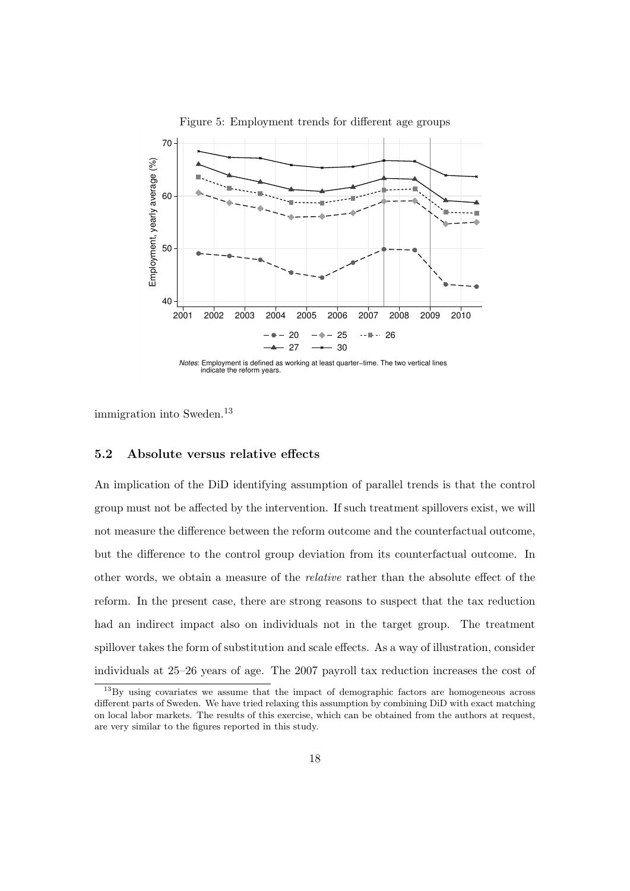Figure 5: Employment trends for different age groups

*Notes*: Employment is defined as working at least quarter-time. The two vertical lines indicate the reform years.

immigration into Sweden.[13]

### 5.2 Absolute versus relative effects

An implication of the DiD identifying assumption of parallel trends is that the control group must not be affected by the intervention. If such treatment spillovers exist, we will not measure the difference between the reform outcome and the counterfactual outcome, but the difference to the control group deviation from its counterfactual outcome. In other words, we obtain a measure of the *relative* rather than the absolute effect of the reform. In the present case, there are strong reasons to suspect that the tax reduction had an indirect impact also on individuals not in the target group. The treatment spillover takes the form of substitution and scale effects. As a way of illustration, consider individuals at 25–26 years of age. The 2007 payroll tax reduction increases the cost of

[13] By using covariates we assume that the impact of demographic factors are homogeneous across different parts of Sweden. We have tried relaxing this assumption by combining DiD with exact matching on local labor markets. The results of this exercise, which can be obtained from the authors at request, are very similar to the figures reported in this study.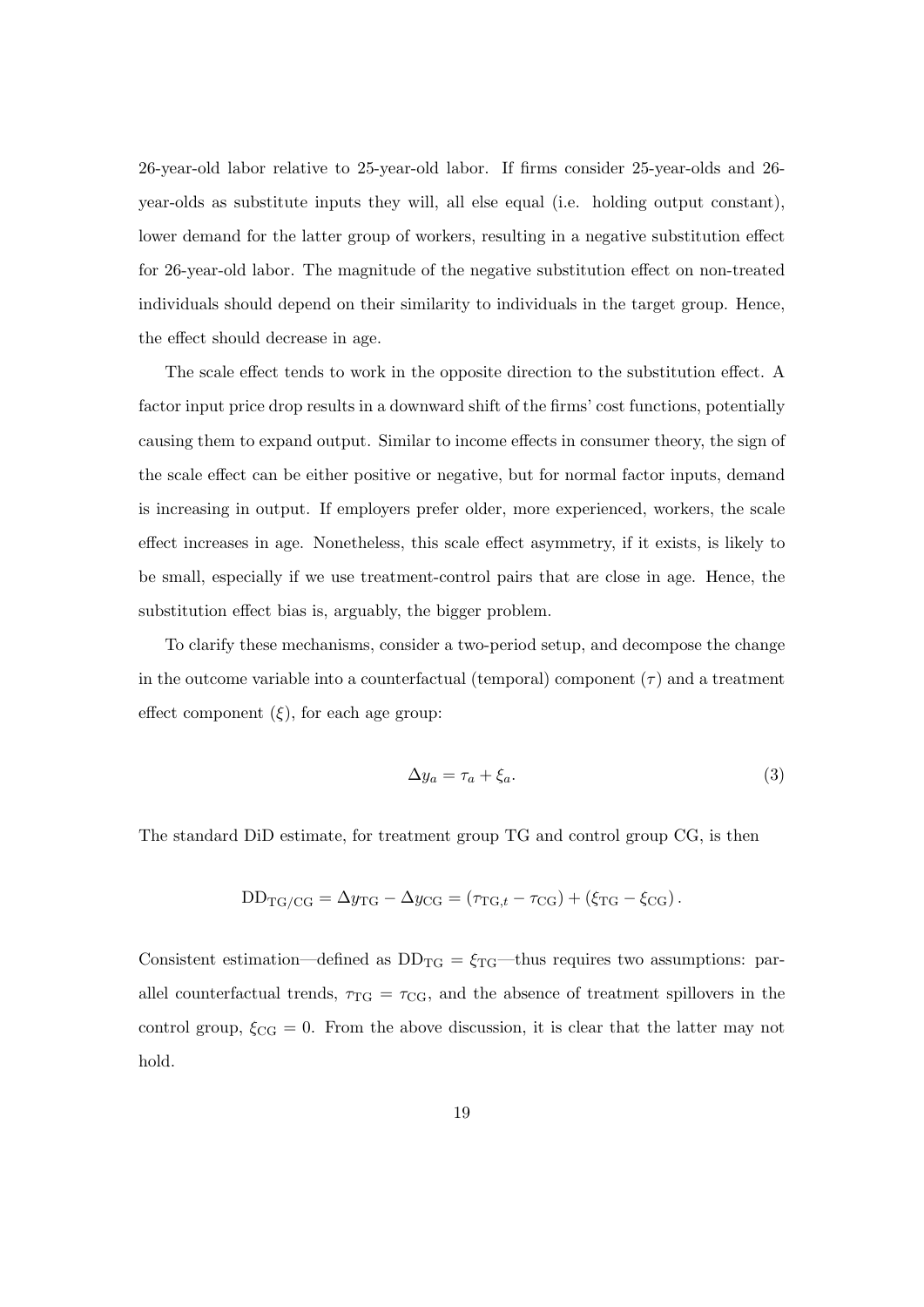26-year-old labor relative to 25-year-old labor. If firms consider 25-year-olds and 26-year-olds as substitute inputs they will, all else equal (i.e. holding output constant), lower demand for the latter group of workers, resulting in a negative substitution effect for 26-year-old labor. The magnitude of the negative substitution effect on non-treated individuals should depend on their similarity to individuals in the target group. Hence, the effect should decrease in age.

The scale effect tends to work in the opposite direction to the substitution effect. A factor input price drop results in a downward shift of the firms' cost functions, potentially causing them to expand output. Similar to income effects in consumer theory, the sign of the scale effect can be either positive or negative, but for normal factor inputs, demand is increasing in output. If employers prefer older, more experienced, workers, the scale effect increases in age. Nonetheless, this scale effect asymmetry, if it exists, is likely to be small, especially if we use treatment-control pairs that are close in age. Hence, the substitution effect bias is, arguably, the bigger problem.

To clarify these mechanisms, consider a two-period setup, and decompose the change in the outcome variable into a counterfactual (temporal) component ($\tau$) and a treatment effect component ($\xi$), for each age group:

$$\Delta y_a = \tau_a + \xi_a. \tag{3}$$

The standard DiD estimate, for treatment group TG and control group CG, is then

$$\mathrm{DD}_{\mathrm{TG/CG}} = \Delta y_{\mathrm{TG}} - \Delta y_{\mathrm{CG}} = (\tau_{\mathrm{TG},t} - \tau_{\mathrm{CG}}) + (\xi_{\mathrm{TG}} - \xi_{\mathrm{CG}}) .$$

Consistent estimation—defined as $\mathrm{DD}_{\mathrm{TG}} = \xi_{\mathrm{TG}}$—thus requires two assumptions: parallel counterfactual trends, $\tau_{\mathrm{TG}} = \tau_{\mathrm{CG}}$, and the absence of treatment spillovers in the control group, $\xi_{\mathrm{CG}} = 0$. From the above discussion, it is clear that the latter may not hold.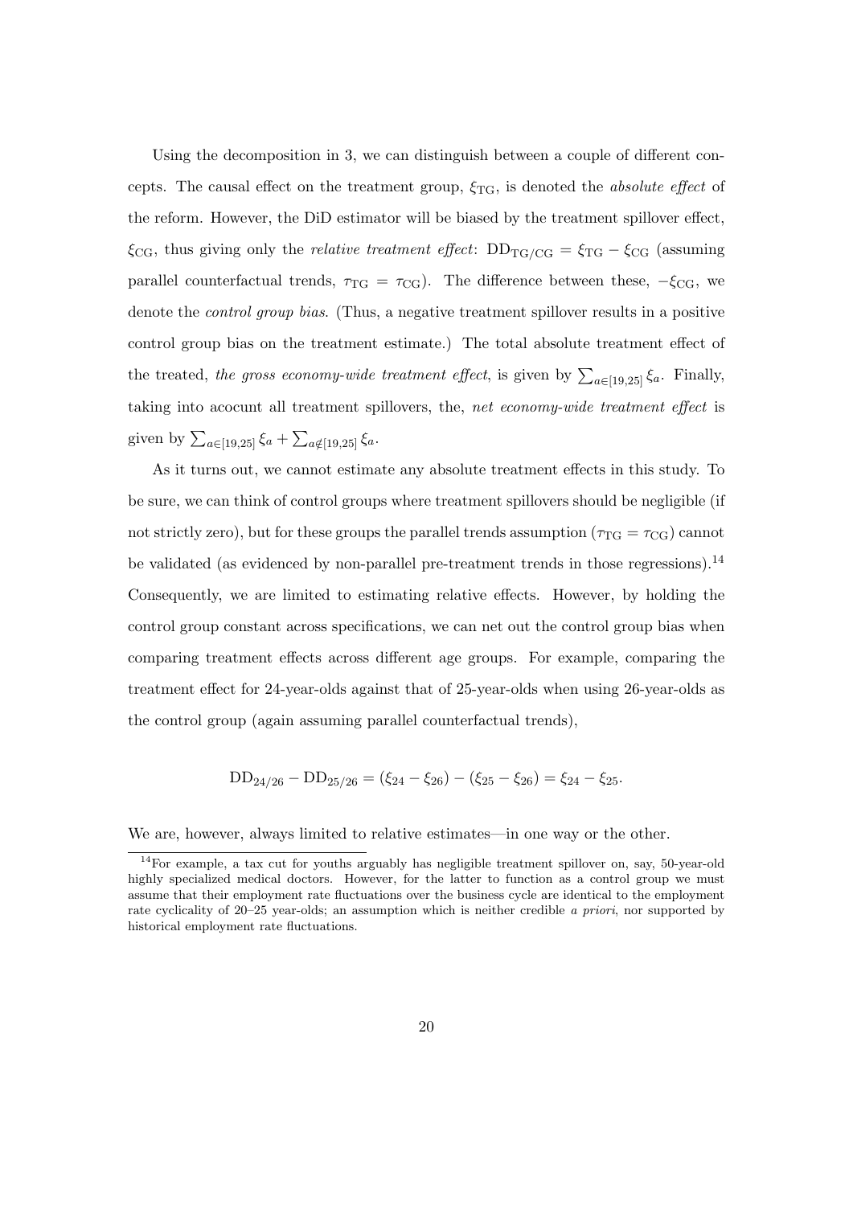Using the decomposition in 3, we can distinguish between a couple of different concepts. The causal effect on the treatment group, $\xi_{\text{TG}}$, is denoted the *absolute effect* of the reform. However, the DiD estimator will be biased by the treatment spillover effect, $\xi_{\text{CG}}$, thus giving only the *relative treatment effect*: $\text{DD}_{\text{TG/CG}} = \xi_{\text{TG}} - \xi_{\text{CG}}$ (assuming parallel counterfactual trends, $\tau_{\text{TG}} = \tau_{\text{CG}}$). The difference between these, $-\xi_{\text{CG}}$, we denote the *control group bias*. (Thus, a negative treatment spillover results in a positive control group bias on the treatment estimate.) The total absolute treatment effect of the treated, *the gross economy-wide treatment effect*, is given by $\sum_{a\in[19,25]} \xi_a$. Finally, taking into acocunt all treatment spillovers, the, *net economy-wide treatment effect* is given by $\sum_{a\in[19,25]} \xi_a + \sum_{a\notin[19,25]} \xi_a$.

As it turns out, we cannot estimate any absolute treatment effects in this study. To be sure, we can think of control groups where treatment spillovers should be negligible (if not strictly zero), but for these groups the parallel trends assumption ($\tau_{\text{TG}} = \tau_{\text{CG}}$) cannot be validated (as evidenced by non-parallel pre-treatment trends in those regressions).[14] Consequently, we are limited to estimating relative effects. However, by holding the control group constant across specifications, we can net out the control group bias when comparing treatment effects across different age groups. For example, comparing the treatment effect for 24-year-olds against that of 25-year-olds when using 26-year-olds as the control group (again assuming parallel counterfactual trends),

$$\text{DD}_{24/26} - \text{DD}_{25/26} = (\xi_{24} - \xi_{26}) - (\xi_{25} - \xi_{26}) = \xi_{24} - \xi_{25}.$$

We are, however, always limited to relative estimates—in one way or the other.

[14]For example, a tax cut for youths arguably has negligible treatment spillover on, say, 50-year-old highly specialized medical doctors. However, for the latter to function as a control group we must assume that their employment rate fluctuations over the business cycle are identical to the employment rate cyclicality of 20–25 year-olds; an assumption which is neither credible *a priori*, nor supported by historical employment rate fluctuations.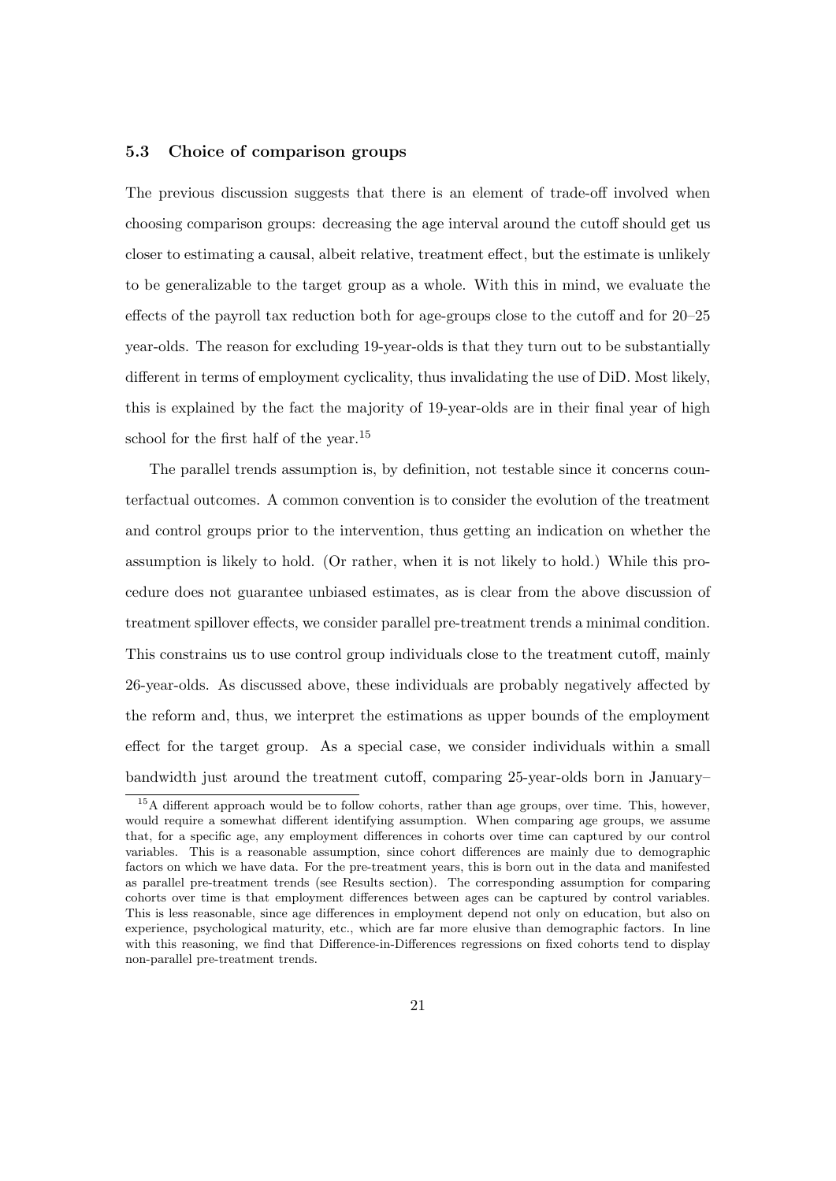### 5.3 Choice of comparison groups

The previous discussion suggests that there is an element of trade-off involved when choosing comparison groups: decreasing the age interval around the cutoff should get us closer to estimating a causal, albeit relative, treatment effect, but the estimate is unlikely to be generalizable to the target group as a whole. With this in mind, we evaluate the effects of the payroll tax reduction both for age-groups close to the cutoff and for 20–25 year-olds. The reason for excluding 19-year-olds is that they turn out to be substantially different in terms of employment cyclicality, thus invalidating the use of DiD. Most likely, this is explained by the fact the majority of 19-year-olds are in their final year of high school for the first half of the year.[15]

The parallel trends assumption is, by definition, not testable since it concerns counterfactual outcomes. A common convention is to consider the evolution of the treatment and control groups prior to the intervention, thus getting an indication on whether the assumption is likely to hold. (Or rather, when it is not likely to hold.) While this procedure does not guarantee unbiased estimates, as is clear from the above discussion of treatment spillover effects, we consider parallel pre-treatment trends a minimal condition. This constrains us to use control group individuals close to the treatment cutoff, mainly 26-year-olds. As discussed above, these individuals are probably negatively affected by the reform and, thus, we interpret the estimations as upper bounds of the employment effect for the target group. As a special case, we consider individuals within a small bandwidth just around the treatment cutoff, comparing 25-year-olds born in January–

[15] A different approach would be to follow cohorts, rather than age groups, over time. This, however, would require a somewhat different identifying assumption. When comparing age groups, we assume that, for a specific age, any employment differences in cohorts over time can captured by our control variables. This is a reasonable assumption, since cohort differences are mainly due to demographic factors on which we have data. For the pre-treatment years, this is born out in the data and manifested as parallel pre-treatment trends (see Results section). The corresponding assumption for comparing cohorts over time is that employment differences between ages can be captured by control variables. This is less reasonable, since age differences in employment depend not only on education, but also on experience, psychological maturity, etc., which are far more elusive than demographic factors. In line with this reasoning, we find that Difference-in-Differences regressions on fixed cohorts tend to display non-parallel pre-treatment trends.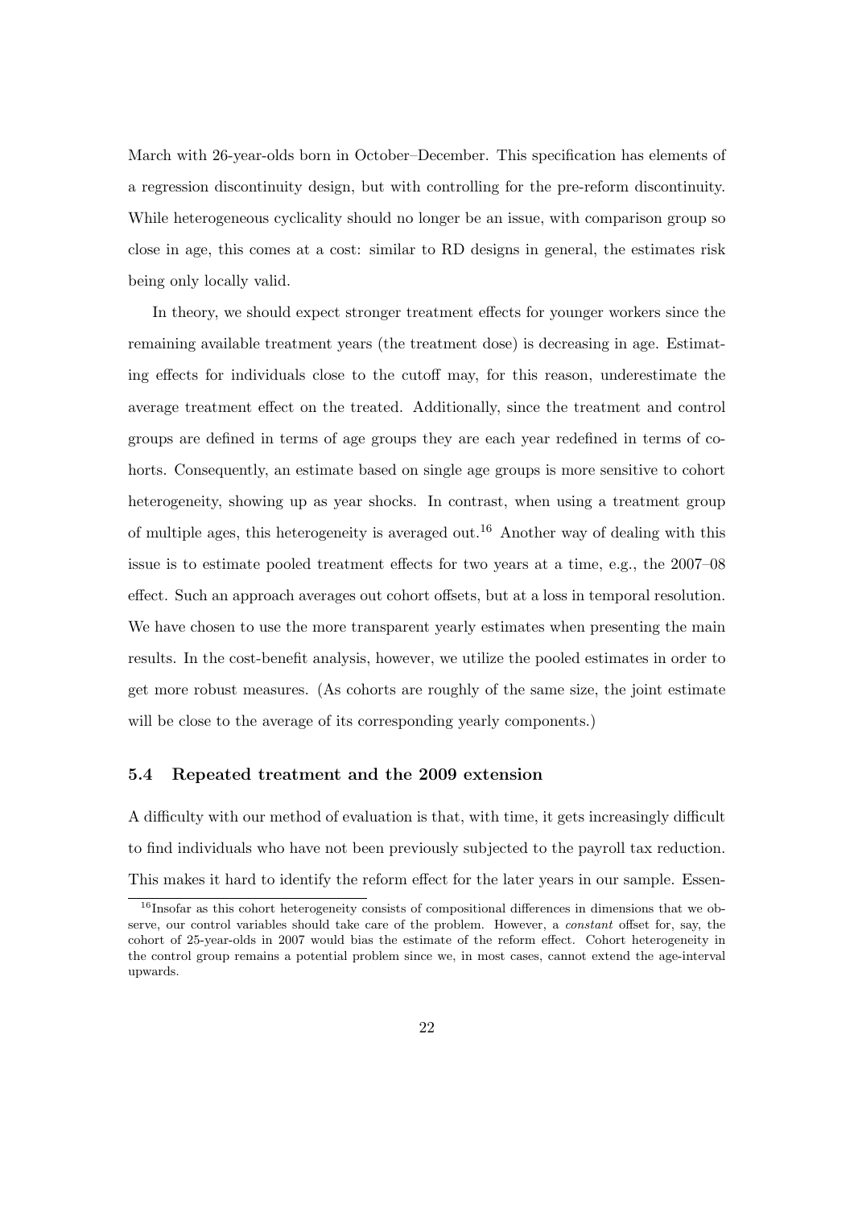March with 26-year-olds born in October–December. This specification has elements of a regression discontinuity design, but with controlling for the pre-reform discontinuity. While heterogeneous cyclicality should no longer be an issue, with comparison group so close in age, this comes at a cost: similar to RD designs in general, the estimates risk being only locally valid.

In theory, we should expect stronger treatment effects for younger workers since the remaining available treatment years (the treatment dose) is decreasing in age. Estimating effects for individuals close to the cutoff may, for this reason, underestimate the average treatment effect on the treated. Additionally, since the treatment and control groups are defined in terms of age groups they are each year redefined in terms of cohorts. Consequently, an estimate based on single age groups is more sensitive to cohort heterogeneity, showing up as year shocks. In contrast, when using a treatment group of multiple ages, this heterogeneity is averaged out.[16] Another way of dealing with this issue is to estimate pooled treatment effects for two years at a time, e.g., the 2007–08 effect. Such an approach averages out cohort offsets, but at a loss in temporal resolution. We have chosen to use the more transparent yearly estimates when presenting the main results. In the cost-benefit analysis, however, we utilize the pooled estimates in order to get more robust measures. (As cohorts are roughly of the same size, the joint estimate will be close to the average of its corresponding yearly components.)

### 5.4 Repeated treatment and the 2009 extension

A difficulty with our method of evaluation is that, with time, it gets increasingly difficult to find individuals who have not been previously subjected to the payroll tax reduction. This makes it hard to identify the reform effect for the later years in our sample. Essen-

[16] Insofar as this cohort heterogeneity consists of compositional differences in dimensions that we observe, our control variables should take care of the problem. However, a *constant* offset for, say, the cohort of 25-year-olds in 2007 would bias the estimate of the reform effect. Cohort heterogeneity in the control group remains a potential problem since we, in most cases, cannot extend the age-interval upwards.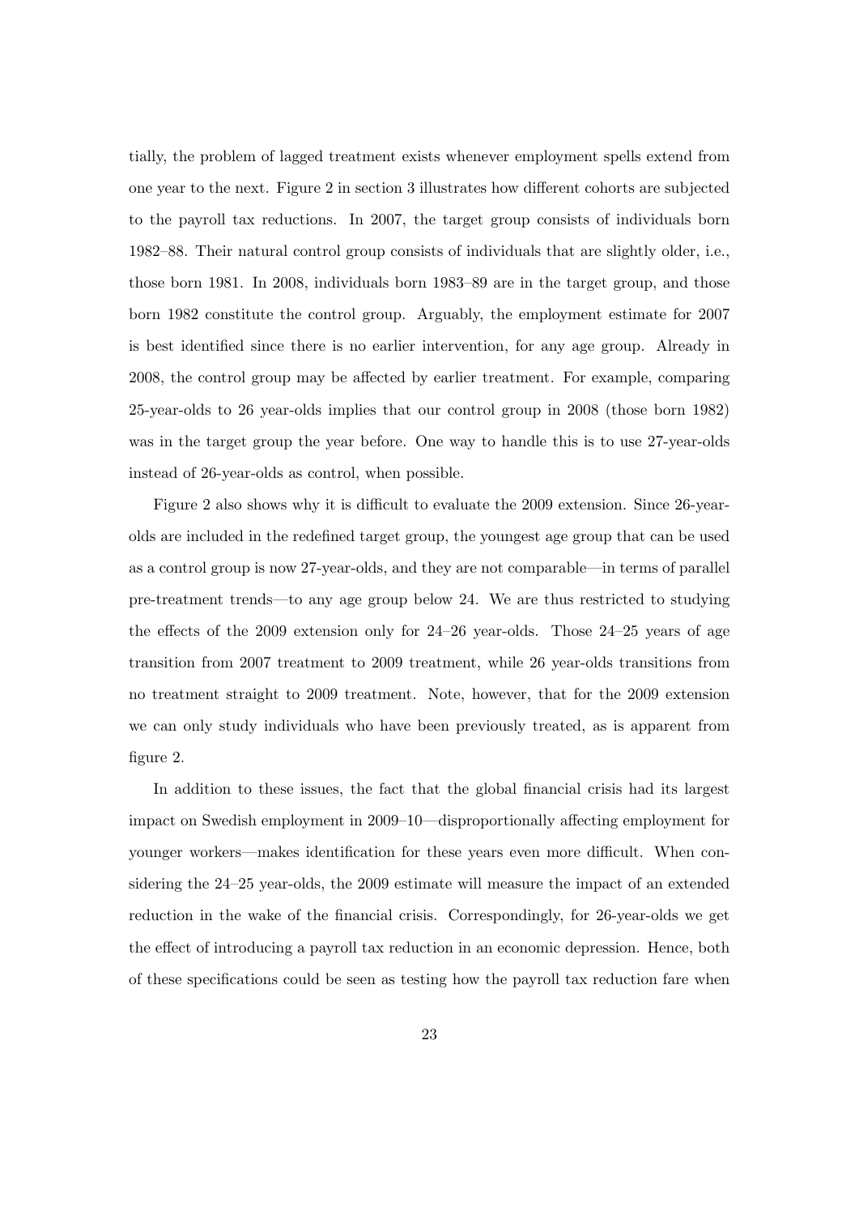tially, the problem of lagged treatment exists whenever employment spells extend from one year to the next. Figure 2 in section 3 illustrates how different cohorts are subjected to the payroll tax reductions. In 2007, the target group consists of individuals born 1982–88. Their natural control group consists of individuals that are slightly older, i.e., those born 1981. In 2008, individuals born 1983–89 are in the target group, and those born 1982 constitute the control group. Arguably, the employment estimate for 2007 is best identified since there is no earlier intervention, for any age group. Already in 2008, the control group may be affected by earlier treatment. For example, comparing 25-year-olds to 26 year-olds implies that our control group in 2008 (those born 1982) was in the target group the year before. One way to handle this is to use 27-year-olds instead of 26-year-olds as control, when possible.

Figure 2 also shows why it is difficult to evaluate the 2009 extension. Since 26-year-olds are included in the redefined target group, the youngest age group that can be used as a control group is now 27-year-olds, and they are not comparable—in terms of parallel pre-treatment trends—to any age group below 24. We are thus restricted to studying the effects of the 2009 extension only for 24–26 year-olds. Those 24–25 years of age transition from 2007 treatment to 2009 treatment, while 26 year-olds transitions from no treatment straight to 2009 treatment. Note, however, that for the 2009 extension we can only study individuals who have been previously treated, as is apparent from figure 2.

In addition to these issues, the fact that the global financial crisis had its largest impact on Swedish employment in 2009–10—disproportionally affecting employment for younger workers—makes identification for these years even more difficult. When considering the 24–25 year-olds, the 2009 estimate will measure the impact of an extended reduction in the wake of the financial crisis. Correspondingly, for 26-year-olds we get the effect of introducing a payroll tax reduction in an economic depression. Hence, both of these specifications could be seen as testing how the payroll tax reduction fare when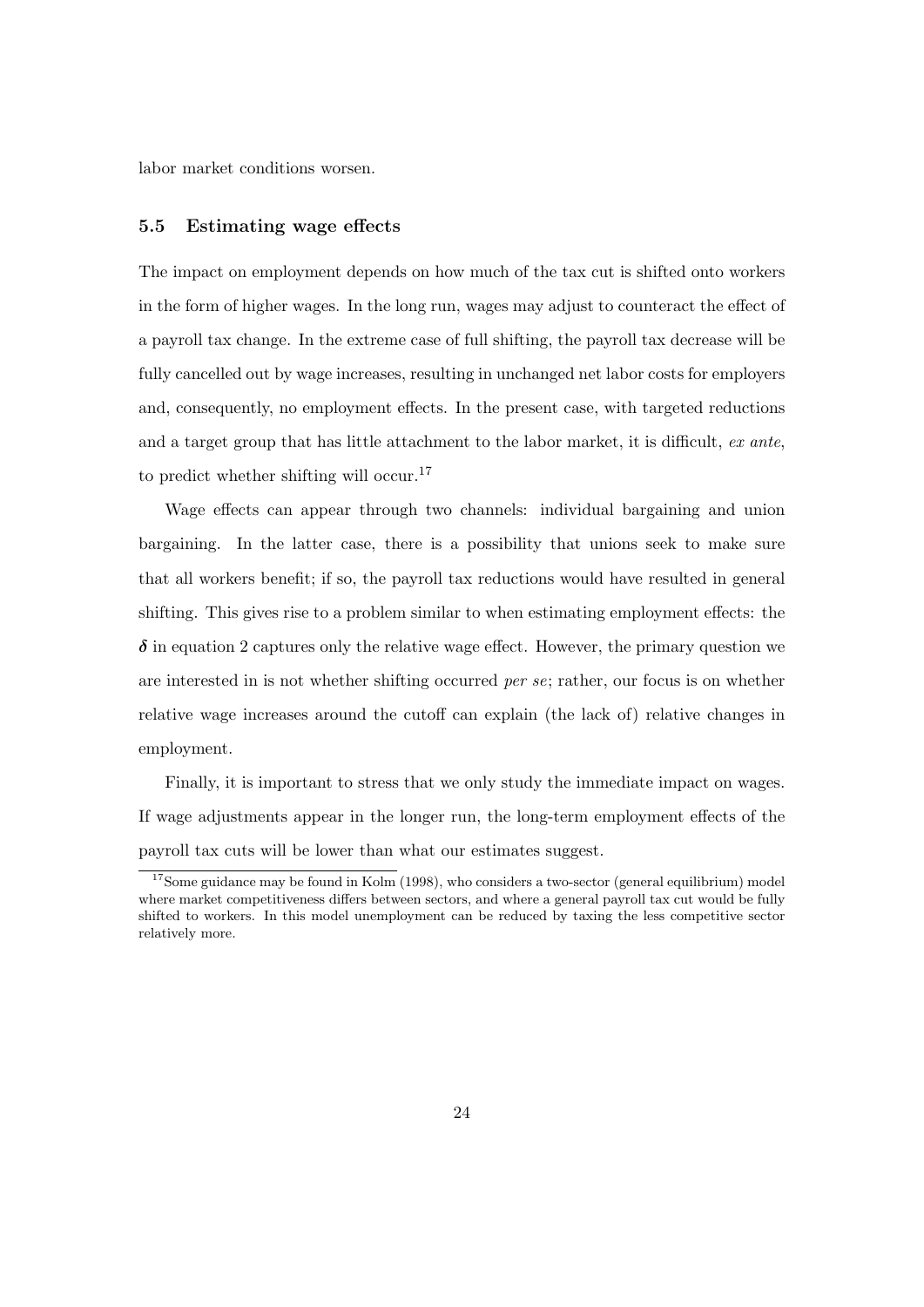labor market conditions worsen.

### 5.5 Estimating wage effects

The impact on employment depends on how much of the tax cut is shifted onto workers in the form of higher wages. In the long run, wages may adjust to counteract the effect of a payroll tax change. In the extreme case of full shifting, the payroll tax decrease will be fully cancelled out by wage increases, resulting in unchanged net labor costs for employers and, consequently, no employment effects. In the present case, with targeted reductions and a target group that has little attachment to the labor market, it is difficult, *ex ante*, to predict whether shifting will occur.[17]

Wage effects can appear through two channels: individual bargaining and union bargaining. In the latter case, there is a possibility that unions seek to make sure that all workers benefit; if so, the payroll tax reductions would have resulted in general shifting. This gives rise to a problem similar to when estimating employment effects: the $\boldsymbol{\delta}$ in equation 2 captures only the relative wage effect. However, the primary question we are interested in is not whether shifting occurred *per se*; rather, our focus is on whether relative wage increases around the cutoff can explain (the lack of) relative changes in employment.

Finally, it is important to stress that we only study the immediate impact on wages. If wage adjustments appear in the longer run, the long-term employment effects of the payroll tax cuts will be lower than what our estimates suggest.

[17] Some guidance may be found in Kolm (1998), who considers a two-sector (general equilibrium) model where market competitiveness differs between sectors, and where a general payroll tax cut would be fully shifted to workers. In this model unemployment can be reduced by taxing the less competitive sector relatively more.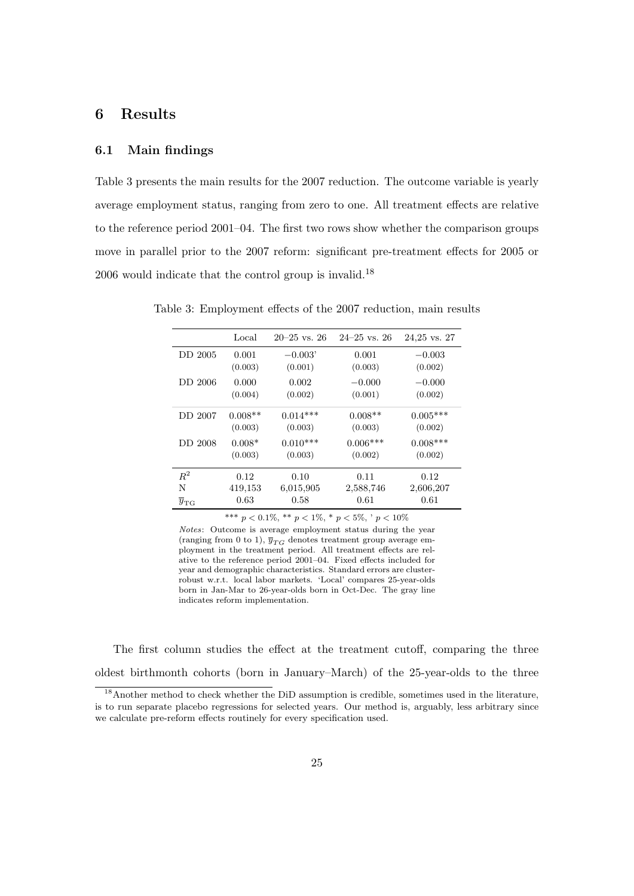## 6 Results

### 6.1 Main findings

Table 3 presents the main results for the 2007 reduction. The outcome variable is yearly average employment status, ranging from zero to one. All treatment effects are relative to the reference period 2001–04. The first two rows show whether the comparison groups move in parallel prior to the 2007 reform: significant pre-treatment effects for 2005 or 2006 would indicate that the control group is invalid.[18]

Table 3: Employment effects of the 2007 reduction, main results

| | Local | 20–25 vs. 26 | 24–25 vs. 26 | 24,25 vs. 27 |
|---|---|---|---|---|
| DD 2005 | 0.001 | −0.003' | 0.001 | −0.003 |
| | (0.003) | (0.001) | (0.003) | (0.002) |
| DD 2006 | 0.000 | 0.002 | −0.000 | −0.000 |
| | (0.004) | (0.002) | (0.001) | (0.002) |
| DD 2007 | 0.008** | 0.014*** | 0.008** | 0.005*** |
| | (0.003) | (0.003) | (0.003) | (0.002) |
| DD 2008 | 0.008* | 0.010*** | 0.006*** | 0.008*** |
| | (0.003) | (0.003) | (0.002) | (0.002) |
| $R^2$ | 0.12 | 0.10 | 0.11 | 0.12 |
| N | 419,153 | 6,015,905 | 2,588,746 | 2,606,207 |
| $\overline{y}_{\text{TG}}$ | 0.63 | 0.58 | 0.61 | 0.61 |

*** $p < 0.1\%$, ** $p < 1\%$, * $p < 5\%$, ' $p < 10\%$

*Notes*: Outcome is average employment status during the year (ranging from 0 to 1), $\overline{y}_{TG}$ denotes treatment group average employment in the treatment period. All treatment effects are relative to the reference period 2001–04. Fixed effects included for year and demographic characteristics. Standard errors are cluster-robust w.r.t. local labor markets. 'Local' compares 25-year-olds born in Jan-Mar to 26-year-olds born in Oct-Dec. The gray line indicates reform implementation.

The first column studies the effect at the treatment cutoff, comparing the three oldest birthmonth cohorts (born in January–March) of the 25-year-olds to the three

[18] Another method to check whether the DiD assumption is credible, sometimes used in the literature, is to run separate placebo regressions for selected years. Our method is, arguably, less arbitrary since we calculate pre-reform effects routinely for every specification used.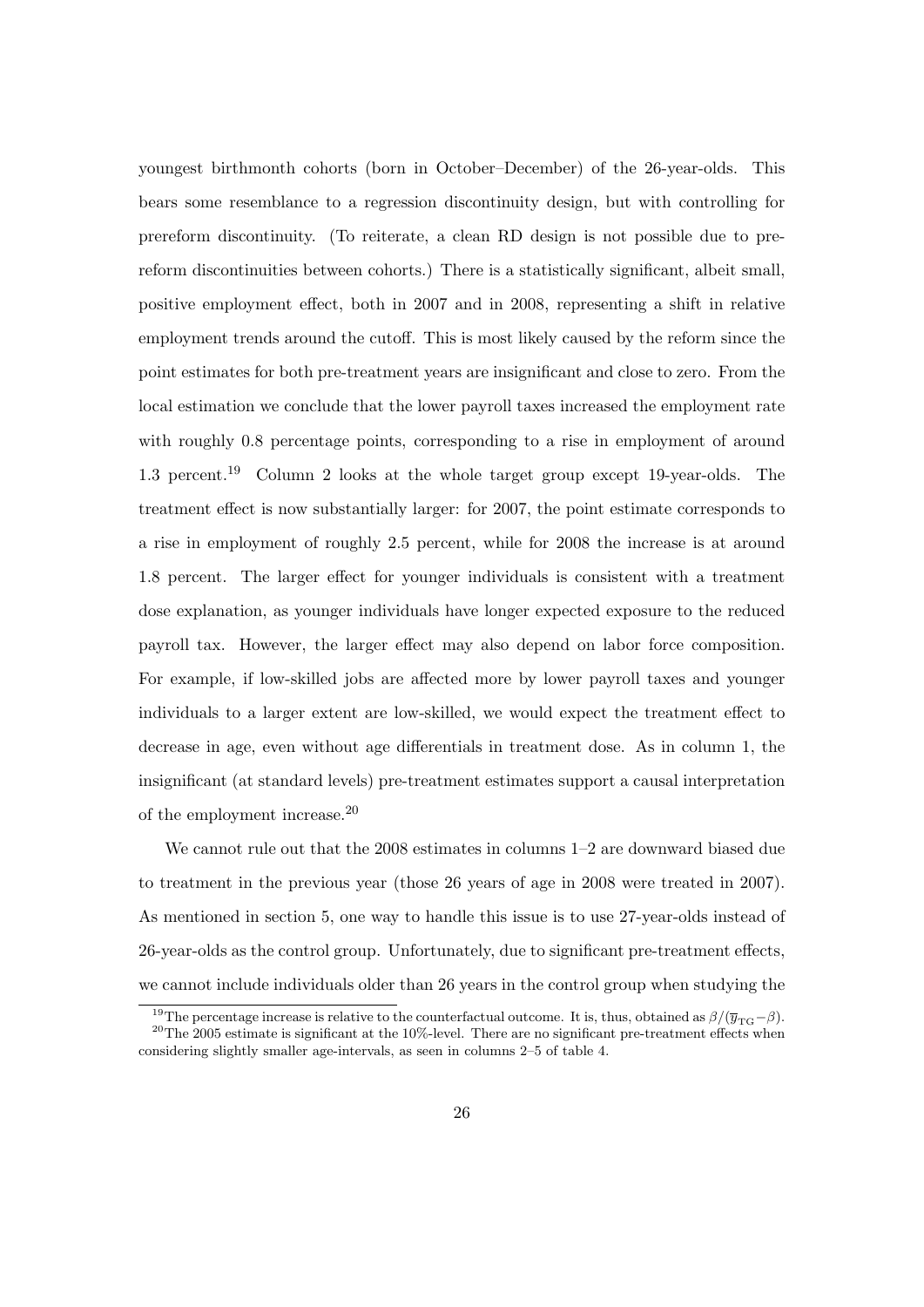youngest birthmonth cohorts (born in October–December) of the 26-year-olds. This bears some resemblance to a regression discontinuity design, but with controlling for prereform discontinuity. (To reiterate, a clean RD design is not possible due to prereform discontinuities between cohorts.) There is a statistically significant, albeit small, positive employment effect, both in 2007 and in 2008, representing a shift in relative employment trends around the cutoff. This is most likely caused by the reform since the point estimates for both pre-treatment years are insignificant and close to zero. From the local estimation we conclude that the lower payroll taxes increased the employment rate with roughly 0.8 percentage points, corresponding to a rise in employment of around 1.3 percent.[19] Column 2 looks at the whole target group except 19-year-olds. The treatment effect is now substantially larger: for 2007, the point estimate corresponds to a rise in employment of roughly 2.5 percent, while for 2008 the increase is at around 1.8 percent. The larger effect for younger individuals is consistent with a treatment dose explanation, as younger individuals have longer expected exposure to the reduced payroll tax. However, the larger effect may also depend on labor force composition. For example, if low-skilled jobs are affected more by lower payroll taxes and younger individuals to a larger extent are low-skilled, we would expect the treatment effect to decrease in age, even without age differentials in treatment dose. As in column 1, the insignificant (at standard levels) pre-treatment estimates support a causal interpretation of the employment increase.[20]

We cannot rule out that the 2008 estimates in columns 1–2 are downward biased due to treatment in the previous year (those 26 years of age in 2008 were treated in 2007). As mentioned in section 5, one way to handle this issue is to use 27-year-olds instead of 26-year-olds as the control group. Unfortunately, due to significant pre-treatment effects, we cannot include individuals older than 26 years in the control group when studying the

[19] The percentage increase is relative to the counterfactual outcome. It is, thus, obtained as $\beta/(\overline{y}_{\text{TG}}-\beta)$.

[20] The 2005 estimate is significant at the 10%-level. There are no significant pre-treatment effects when considering slightly smaller age-intervals, as seen in columns 2–5 of table 4.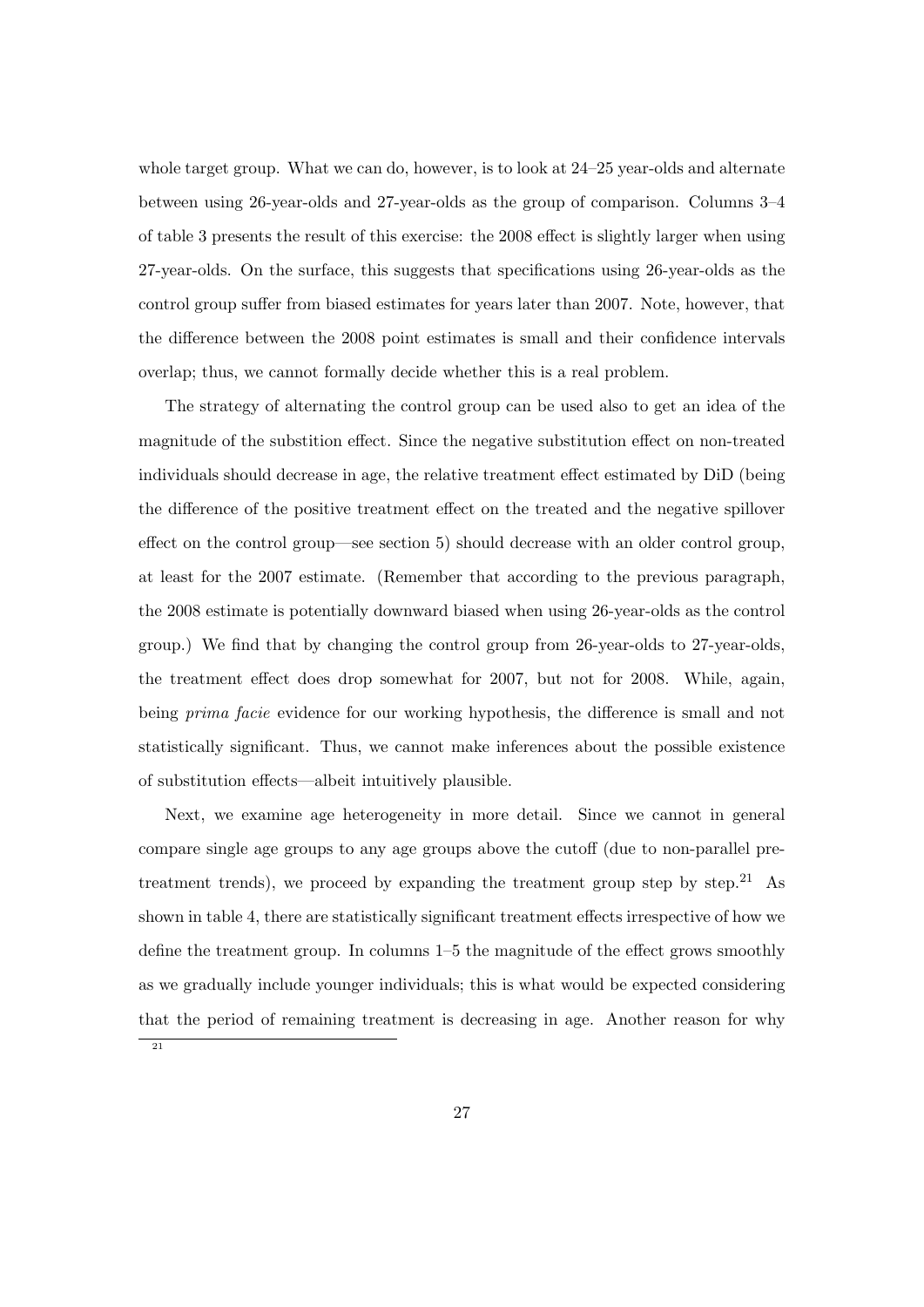whole target group. What we can do, however, is to look at 24–25 year-olds and alternate between using 26-year-olds and 27-year-olds as the group of comparison. Columns 3–4 of table 3 presents the result of this exercise: the 2008 effect is slightly larger when using 27-year-olds. On the surface, this suggests that specifications using 26-year-olds as the control group suffer from biased estimates for years later than 2007. Note, however, that the difference between the 2008 point estimates is small and their confidence intervals overlap; thus, we cannot formally decide whether this is a real problem.

The strategy of alternating the control group can be used also to get an idea of the magnitude of the substition effect. Since the negative substitution effect on non-treated individuals should decrease in age, the relative treatment effect estimated by DiD (being the difference of the positive treatment effect on the treated and the negative spillover effect on the control group—see section 5) should decrease with an older control group, at least for the 2007 estimate. (Remember that according to the previous paragraph, the 2008 estimate is potentially downward biased when using 26-year-olds as the control group.) We find that by changing the control group from 26-year-olds to 27-year-olds, the treatment effect does drop somewhat for 2007, but not for 2008. While, again, being *prima facie* evidence for our working hypothesis, the difference is small and not statistically significant. Thus, we cannot make inferences about the possible existence of substitution effects—albeit intuitively plausible.

Next, we examine age heterogeneity in more detail. Since we cannot in general compare single age groups to any age groups above the cutoff (due to non-parallel pre-treatment trends), we proceed by expanding the treatment group step by step.[21] As shown in table 4, there are statistically significant treatment effects irrespective of how we define the treatment group. In columns 1–5 the magnitude of the effect grows smoothly as we gradually include younger individuals; this is what would be expected considering that the period of remaining treatment is decreasing in age. Another reason for why

[21]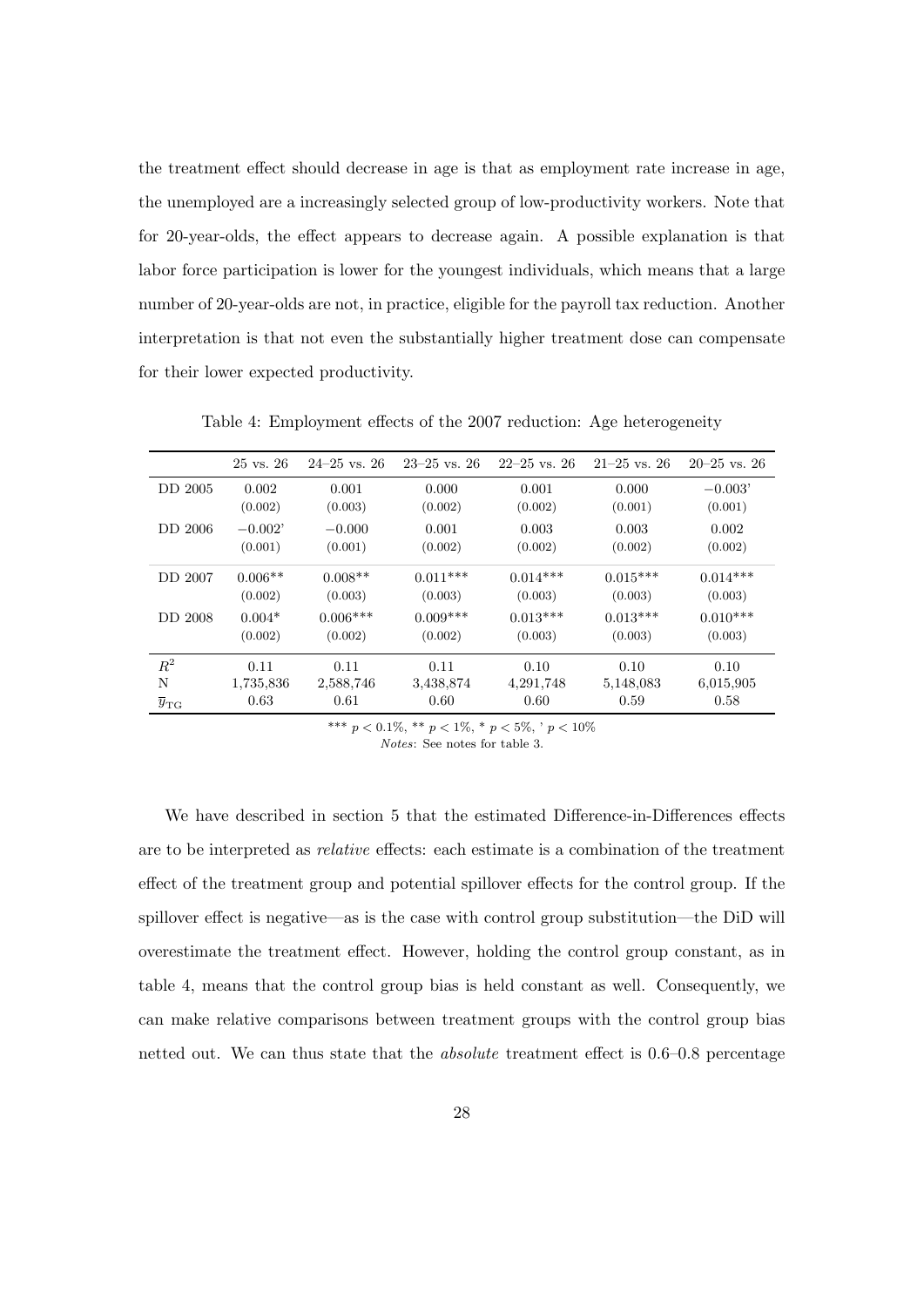the treatment effect should decrease in age is that as employment rate increase in age, the unemployed are a increasingly selected group of low-productivity workers. Note that for 20-year-olds, the effect appears to decrease again. A possible explanation is that labor force participation is lower for the youngest individuals, which means that a large number of 20-year-olds are not, in practice, eligible for the payroll tax reduction. Another interpretation is that not even the substantially higher treatment dose can compensate for their lower expected productivity.

Table 4: Employment effects of the 2007 reduction: Age heterogeneity

| | 25 vs. 26 | 24–25 vs. 26 | 23–25 vs. 26 | 22–25 vs. 26 | 21–25 vs. 26 | 20–25 vs. 26 |
|---|---|---|---|---|---|---|
| DD 2005 | 0.002 | 0.001 | 0.000 | 0.001 | 0.000 | −0.003' |
| | (0.002) | (0.003) | (0.002) | (0.002) | (0.001) | (0.001) |
| DD 2006 | −0.002' | −0.000 | 0.001 | 0.003 | 0.003 | 0.002 |
| | (0.001) | (0.001) | (0.002) | (0.002) | (0.002) | (0.002) |
| DD 2007 | 0.006** | 0.008** | 0.011*** | 0.014*** | 0.015*** | 0.014*** |
| | (0.002) | (0.003) | (0.003) | (0.003) | (0.003) | (0.003) |
| DD 2008 | 0.004* | 0.006*** | 0.009*** | 0.013*** | 0.013*** | 0.010*** |
| | (0.002) | (0.002) | (0.002) | (0.003) | (0.003) | (0.003) |
| $R^2$ | 0.11 | 0.11 | 0.11 | 0.10 | 0.10 | 0.10 |
| N | 1,735,836 | 2,588,746 | 3,438,874 | 4,291,748 | 5,148,083 | 6,015,905 |
| $\overline{y}_{\text{TG}}$ | 0.63 | 0.61 | 0.60 | 0.60 | 0.59 | 0.58 |

*** $p < 0.1\%$, ** $p < 1\%$, * $p < 5\%$, ' $p < 10\%$

*Notes*: See notes for table 3.

We have described in section 5 that the estimated Difference-in-Differences effects are to be interpreted as *relative* effects: each estimate is a combination of the treatment effect of the treatment group and potential spillover effects for the control group. If the spillover effect is negative—as is the case with control group substitution—the DiD will overestimate the treatment effect. However, holding the control group constant, as in table 4, means that the control group bias is held constant as well. Consequently, we can make relative comparisons between treatment groups with the control group bias netted out. We can thus state that the *absolute* treatment effect is 0.6–0.8 percentage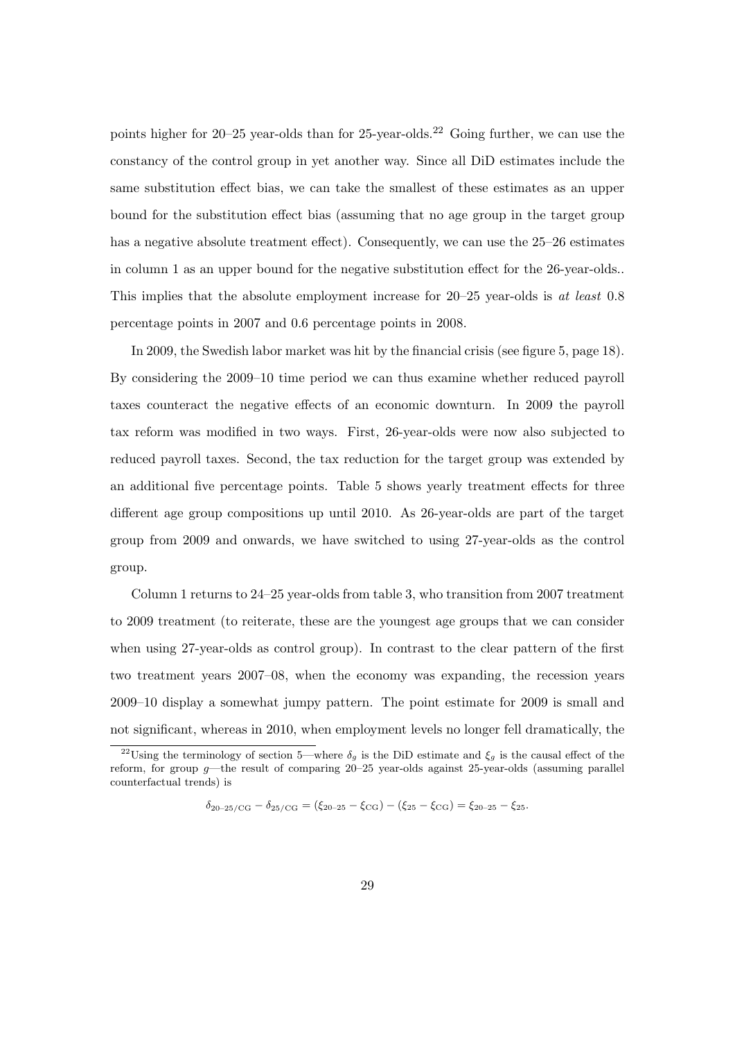points higher for 20–25 year-olds than for 25-year-olds.[22] Going further, we can use the constancy of the control group in yet another way. Since all DiD estimates include the same substitution effect bias, we can take the smallest of these estimates as an upper bound for the substitution effect bias (assuming that no age group in the target group has a negative absolute treatment effect). Consequently, we can use the 25–26 estimates in column 1 as an upper bound for the negative substitution effect for the 26-year-olds.. This implies that the absolute employment increase for 20–25 year-olds is *at least* 0.8 percentage points in 2007 and 0.6 percentage points in 2008.

In 2009, the Swedish labor market was hit by the financial crisis (see figure 5, page 18). By considering the 2009–10 time period we can thus examine whether reduced payroll taxes counteract the negative effects of an economic downturn. In 2009 the payroll tax reform was modified in two ways. First, 26-year-olds were now also subjected to reduced payroll taxes. Second, the tax reduction for the target group was extended by an additional five percentage points. Table 5 shows yearly treatment effects for three different age group compositions up until 2010. As 26-year-olds are part of the target group from 2009 and onwards, we have switched to using 27-year-olds as the control group.

Column 1 returns to 24–25 year-olds from table 3, who transition from 2007 treatment to 2009 treatment (to reiterate, these are the youngest age groups that we can consider when using 27-year-olds as control group). In contrast to the clear pattern of the first two treatment years 2007–08, when the economy was expanding, the recession years 2009–10 display a somewhat jumpy pattern. The point estimate for 2009 is small and not significant, whereas in 2010, when employment levels no longer fell dramatically, the

[22] Using the terminology of section 5—where $\delta_g$ is the DiD estimate and $\xi_g$ is the causal effect of the reform, for group $g$—the result of comparing 20–25 year-olds against 25-year-olds (assuming parallel counterfactual trends) is

$$\delta_{20\text{–}25/\text{CG}} - \delta_{25/\text{CG}} = (\xi_{20\text{–}25} - \xi_{\text{CG}}) - (\xi_{25} - \xi_{\text{CG}}) = \xi_{20\text{–}25} - \xi_{25}.$$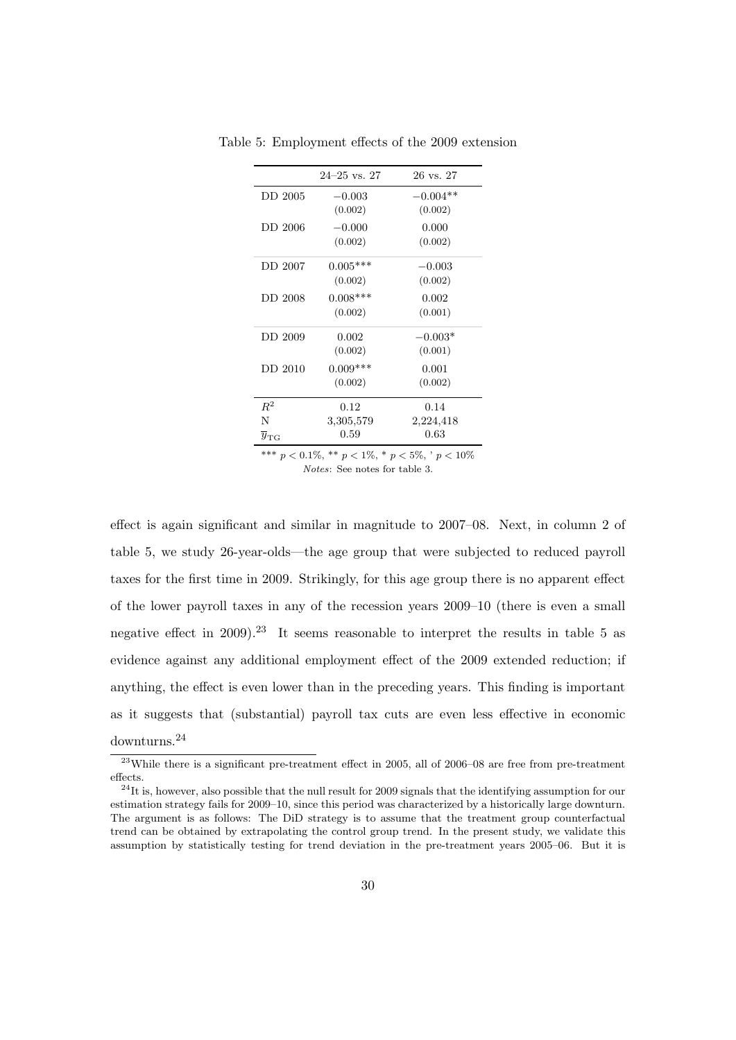Table 5: Employment effects of the 2009 extension

| | 24–25 vs. 27 | 26 vs. 27 |
|---|---|---|
| DD 2005 | $-0.003$ | $-0.004^{**}$ |
| | (0.002) | (0.002) |
| DD 2006 | $-0.000$ | 0.000 |
| | (0.002) | (0.002) |
| DD 2007 | $0.005^{***}$ | $-0.003$ |
| | (0.002) | (0.002) |
| DD 2008 | $0.008^{***}$ | 0.002 |
| | (0.002) | (0.001) |
| DD 2009 | 0.002 | $-0.003^{*}$ |
| | (0.002) | (0.001) |
| DD 2010 | $0.009^{***}$ | 0.001 |
| | (0.002) | (0.002) |
| $R^2$ | 0.12 | 0.14 |
| N | 3,305,579 | 2,224,418 |
| $\overline{y}_{\mathrm{TG}}$ | 0.59 | 0.63 |

\*\*\* $p < 0.1\%$, \*\* $p < 1\%$, \* $p < 5\%$, ' $p < 10\%$

*Notes*: See notes for table 3.

effect is again significant and similar in magnitude to 2007–08. Next, in column 2 of table 5, we study 26-year-olds—the age group that were subjected to reduced payroll taxes for the first time in 2009. Strikingly, for this age group there is no apparent effect of the lower payroll taxes in any of the recession years 2009–10 (there is even a small negative effect in 2009).[23] It seems reasonable to interpret the results in table 5 as evidence against any additional employment effect of the 2009 extended reduction; if anything, the effect is even lower than in the preceding years. This finding is important as it suggests that (substantial) payroll tax cuts are even less effective in economic downturns.[24]

[23] While there is a significant pre-treatment effect in 2005, all of 2006–08 are free from pre-treatment effects.

[24] It is, however, also possible that the null result for 2009 signals that the identifying assumption for our estimation strategy fails for 2009–10, since this period was characterized by a historically large downturn. The argument is as follows: The DiD strategy is to assume that the treatment group counterfactual trend can be obtained by extrapolating the control group trend. In the present study, we validate this assumption by statistically testing for trend deviation in the pre-treatment years 2005–06. But it is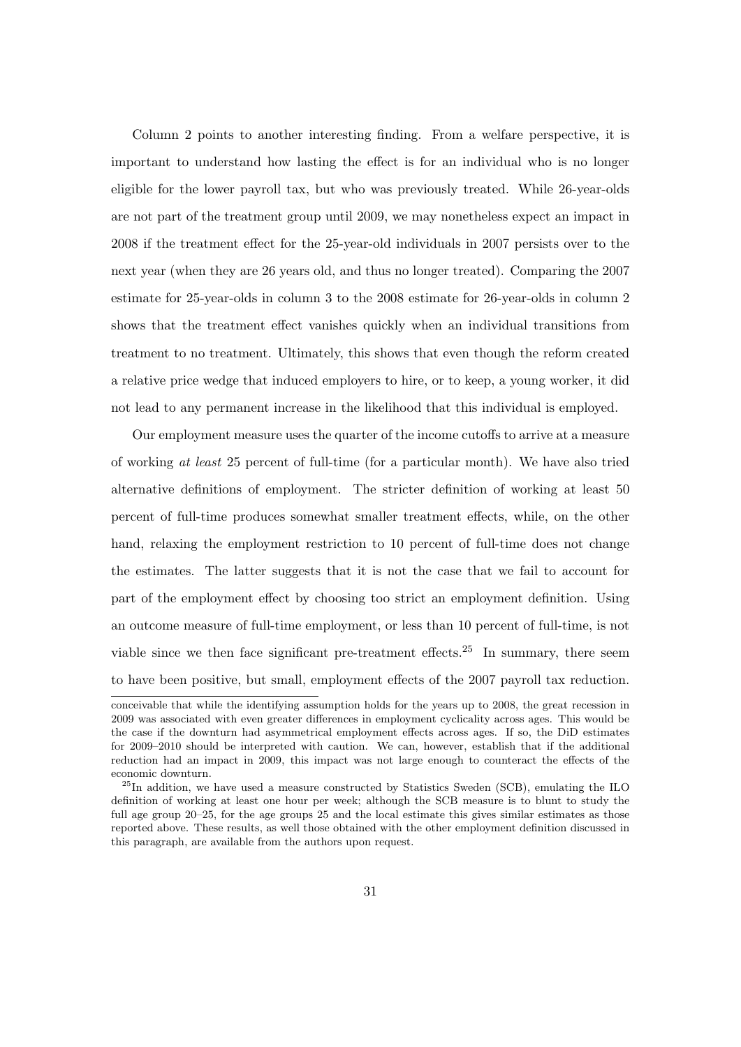Column 2 points to another interesting finding. From a welfare perspective, it is important to understand how lasting the effect is for an individual who is no longer eligible for the lower payroll tax, but who was previously treated. While 26-year-olds are not part of the treatment group until 2009, we may nonetheless expect an impact in 2008 if the treatment effect for the 25-year-old individuals in 2007 persists over to the next year (when they are 26 years old, and thus no longer treated). Comparing the 2007 estimate for 25-year-olds in column 3 to the 2008 estimate for 26-year-olds in column 2 shows that the treatment effect vanishes quickly when an individual transitions from treatment to no treatment. Ultimately, this shows that even though the reform created a relative price wedge that induced employers to hire, or to keep, a young worker, it did not lead to any permanent increase in the likelihood that this individual is employed.

Our employment measure uses the quarter of the income cutoffs to arrive at a measure of working *at least* 25 percent of full-time (for a particular month). We have also tried alternative definitions of employment. The stricter definition of working at least 50 percent of full-time produces somewhat smaller treatment effects, while, on the other hand, relaxing the employment restriction to 10 percent of full-time does not change the estimates. The latter suggests that it is not the case that we fail to account for part of the employment effect by choosing too strict an employment definition. Using an outcome measure of full-time employment, or less than 10 percent of full-time, is not viable since we then face significant pre-treatment effects.[25] In summary, there seem to have been positive, but small, employment effects of the 2007 payroll tax reduction.

---

conceivable that while the identifying assumption holds for the years up to 2008, the great recession in 2009 was associated with even greater differences in employment cyclicality across ages. This would be the case if the downturn had asymmetrical employment effects across ages. If so, the DiD estimates for 2009–2010 should be interpreted with caution. We can, however, establish that if the additional reduction had an impact in 2009, this impact was not large enough to counteract the effects of the economic downturn.

[25] In addition, we have used a measure constructed by Statistics Sweden (SCB), emulating the ILO definition of working at least one hour per week; although the SCB measure is to blunt to study the full age group 20–25, for the age groups 25 and the local estimate this gives similar estimates as those reported above. These results, as well those obtained with the other employment definition discussed in this paragraph, are available from the authors upon request.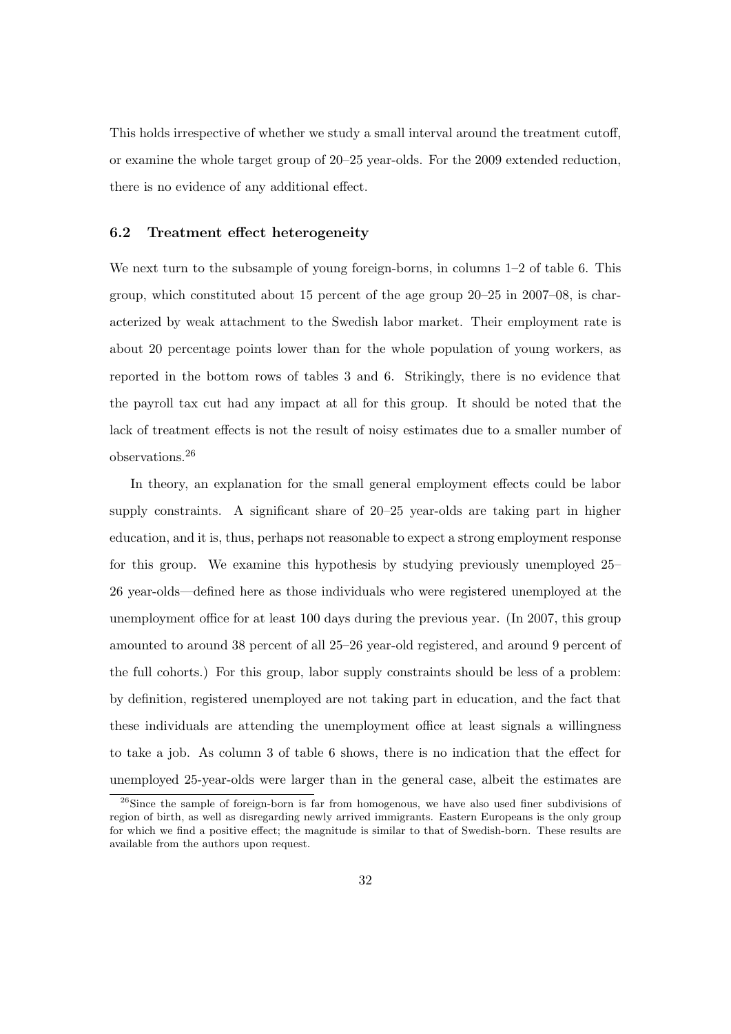This holds irrespective of whether we study a small interval around the treatment cutoff, or examine the whole target group of 20–25 year-olds. For the 2009 extended reduction, there is no evidence of any additional effect.

### 6.2 Treatment effect heterogeneity

We next turn to the subsample of young foreign-borns, in columns 1–2 of table 6. This group, which constituted about 15 percent of the age group 20–25 in 2007–08, is characterized by weak attachment to the Swedish labor market. Their employment rate is about 20 percentage points lower than for the whole population of young workers, as reported in the bottom rows of tables 3 and 6. Strikingly, there is no evidence that the payroll tax cut had any impact at all for this group. It should be noted that the lack of treatment effects is not the result of noisy estimates due to a smaller number of observations.[26]

In theory, an explanation for the small general employment effects could be labor supply constraints. A significant share of 20–25 year-olds are taking part in higher education, and it is, thus, perhaps not reasonable to expect a strong employment response for this group. We examine this hypothesis by studying previously unemployed 25–26 year-olds—defined here as those individuals who were registered unemployed at the unemployment office for at least 100 days during the previous year. (In 2007, this group amounted to around 38 percent of all 25–26 year-old registered, and around 9 percent of the full cohorts.) For this group, labor supply constraints should be less of a problem: by definition, registered unemployed are not taking part in education, and the fact that these individuals are attending the unemployment office at least signals a willingness to take a job. As column 3 of table 6 shows, there is no indication that the effect for unemployed 25-year-olds were larger than in the general case, albeit the estimates are

[26]Since the sample of foreign-born is far from homogenous, we have also used finer subdivisions of region of birth, as well as disregarding newly arrived immigrants. Eastern Europeans is the only group for which we find a positive effect; the magnitude is similar to that of Swedish-born. These results are available from the authors upon request.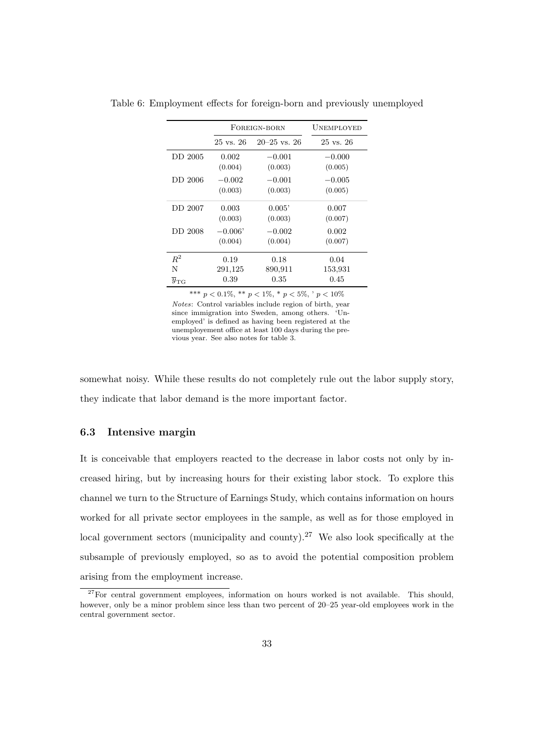Table 6: Employment effects for foreign-born and previously unemployed

| | Foreign-born | | Unemployed |
|---|---|---|---|
| | 25 vs. 26 | 20–25 vs. 26 | 25 vs. 26 |
| DD 2005 | 0.002 | −0.001 | −0.000 |
| | (0.004) | (0.003) | (0.005) |
| DD 2006 | −0.002 | −0.001 | −0.005 |
| | (0.003) | (0.003) | (0.005) |
| DD 2007 | 0.003 | 0.005' | 0.007 |
| | (0.003) | (0.003) | (0.007) |
| DD 2008 | −0.006' | −0.002 | 0.002 |
| | (0.004) | (0.004) | (0.007) |
| $R^2$ | 0.19 | 0.18 | 0.04 |
| N | 291,125 | 890,911 | 153,931 |
| $\overline{y}_{\text{TG}}$ | 0.39 | 0.35 | 0.45 |

*** $p < 0.1\%$, ** $p < 1\%$, * $p < 5\%$, ' $p < 10\%$

*Notes*: Control variables include region of birth, year since immigration into Sweden, among others. 'Unemployed' is defined as having been registered at the unemployement office at least 100 days during the previous year. See also notes for table 3.

somewhat noisy. While these results do not completely rule out the labor supply story, they indicate that labor demand is the more important factor.

### 6.3 Intensive margin

It is conceivable that employers reacted to the decrease in labor costs not only by increased hiring, but by increasing hours for their existing labor stock. To explore this channel we turn to the Structure of Earnings Study, which contains information on hours worked for all private sector employees in the sample, as well as for those employed in local government sectors (municipality and county).[27] We also look specifically at the subsample of previously employed, so as to avoid the potential composition problem arising from the employment increase.

[27] For central government employees, information on hours worked is not available. This should, however, only be a minor problem since less than two percent of 20–25 year-old employees work in the central government sector.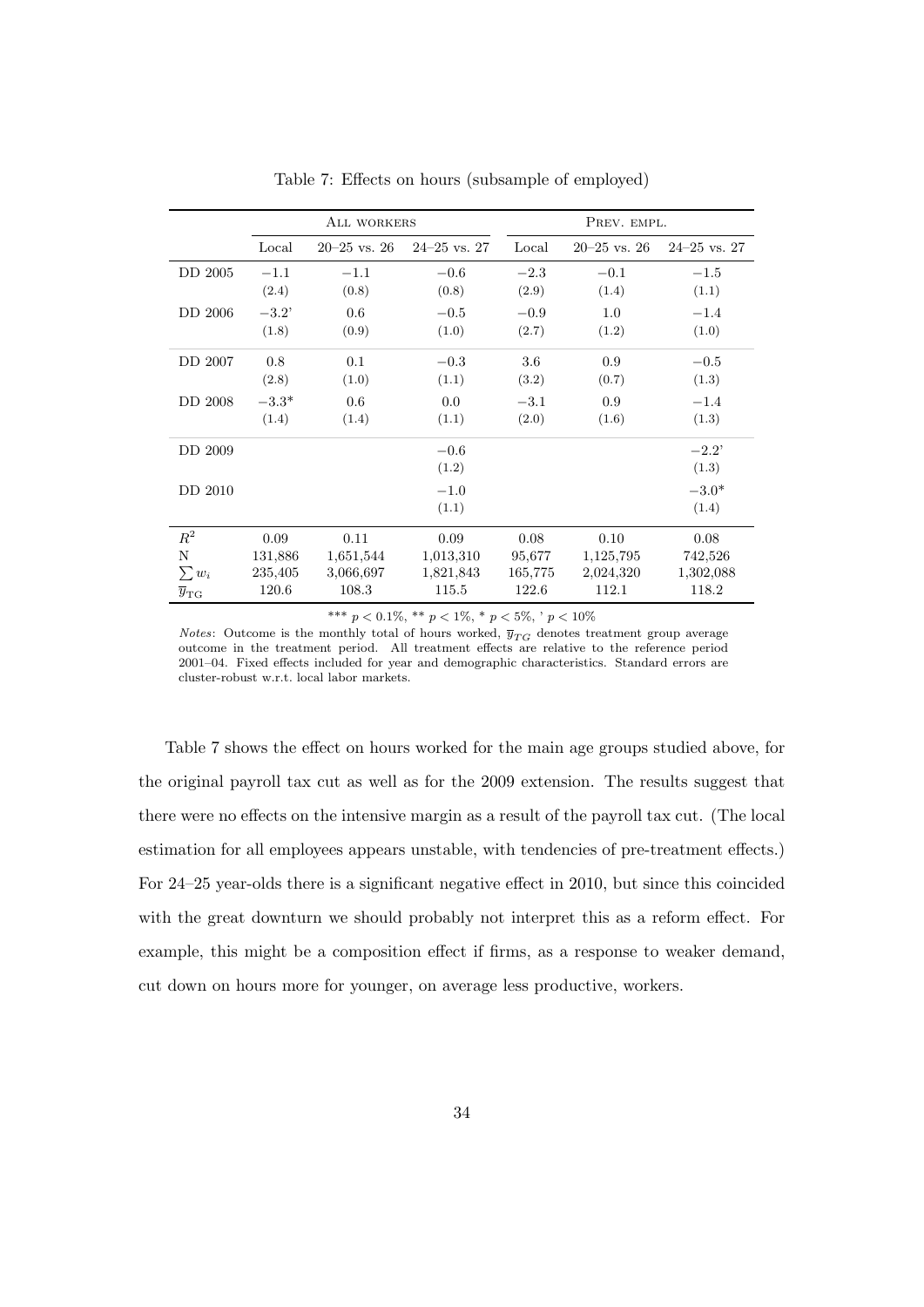Table 7: Effects on hours (subsample of employed)

| | All workers | | | Prev. empl. | | |
|---|---|---|---|---|---|---|
| | Local | 20–25 vs. 26 | 24–25 vs. 27 | Local | 20–25 vs. 26 | 24–25 vs. 27 |
| DD 2005 | −1.1 | −1.1 | −0.6 | −2.3 | −0.1 | −1.5 |
| | (2.4) | (0.8) | (0.8) | (2.9) | (1.4) | (1.1) |
| DD 2006 | −3.2' | 0.6 | −0.5 | −0.9 | 1.0 | −1.4 |
| | (1.8) | (0.9) | (1.0) | (2.7) | (1.2) | (1.0) |
| DD 2007 | 0.8 | 0.1 | −0.3 | 3.6 | 0.9 | −0.5 |
| | (2.8) | (1.0) | (1.1) | (3.2) | (0.7) | (1.3) |
| DD 2008 | −3.3* | 0.6 | 0.0 | −3.1 | 0.9 | −1.4 |
| | (1.4) | (1.4) | (1.1) | (2.0) | (1.6) | (1.3) |
| DD 2009 | | | −0.6 | | | −2.2' |
| | | | (1.2) | | | (1.3) |
| DD 2010 | | | −1.0 | | | −3.0* |
| | | | (1.1) | | | (1.4) |
| $R^2$ | 0.09 | 0.11 | 0.09 | 0.08 | 0.10 | 0.08 |
| N | 131,886 | 1,651,544 | 1,013,310 | 95,677 | 1,125,795 | 742,526 |
| $\sum w_i$ | 235,405 | 3,066,697 | 1,821,843 | 165,775 | 2,024,320 | 1,302,088 |
| $\overline{y}_{\text{TG}}$ | 120.6 | 108.3 | 115.5 | 122.6 | 112.1 | 118.2 |

*** $p < 0.1\%$, ** $p < 1\%$, * $p < 5\%$, ' $p < 10\%$

*Notes*: Outcome is the monthly total of hours worked, $\overline{y}_{TG}$ denotes treatment group average outcome in the treatment period. All treatment effects are relative to the reference period 2001–04. Fixed effects included for year and demographic characteristics. Standard errors are cluster-robust w.r.t. local labor markets.

Table 7 shows the effect on hours worked for the main age groups studied above, for the original payroll tax cut as well as for the 2009 extension. The results suggest that there were no effects on the intensive margin as a result of the payroll tax cut. (The local estimation for all employees appears unstable, with tendencies of pre-treatment effects.) For 24–25 year-olds there is a significant negative effect in 2010, but since this coincided with the great downturn we should probably not interpret this as a reform effect. For example, this might be a composition effect if firms, as a response to weaker demand, cut down on hours more for younger, on average less productive, workers.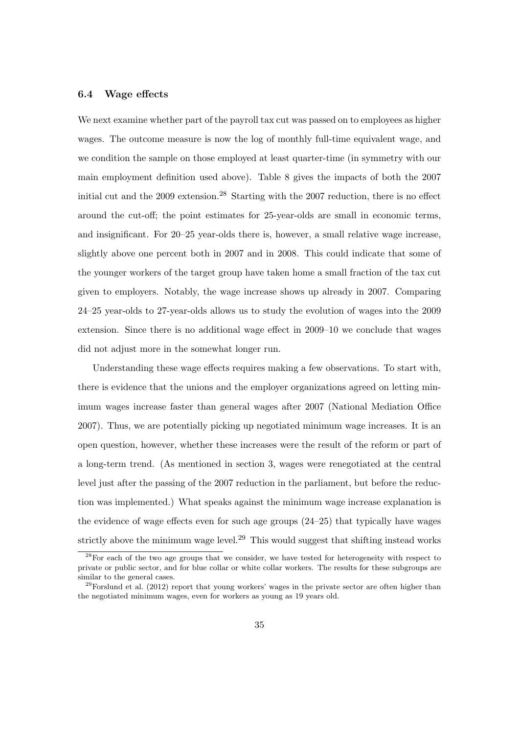### 6.4 Wage effects

We next examine whether part of the payroll tax cut was passed on to employees as higher wages. The outcome measure is now the log of monthly full-time equivalent wage, and we condition the sample on those employed at least quarter-time (in symmetry with our main employment definition used above). Table 8 gives the impacts of both the 2007 initial cut and the 2009 extension.[28] Starting with the 2007 reduction, there is no effect around the cut-off; the point estimates for 25-year-olds are small in economic terms, and insignificant. For 20–25 year-olds there is, however, a small relative wage increase, slightly above one percent both in 2007 and in 2008. This could indicate that some of the younger workers of the target group have taken home a small fraction of the tax cut given to employers. Notably, the wage increase shows up already in 2007. Comparing 24–25 year-olds to 27-year-olds allows us to study the evolution of wages into the 2009 extension. Since there is no additional wage effect in 2009–10 we conclude that wages did not adjust more in the somewhat longer run.

Understanding these wage effects requires making a few observations. To start with, there is evidence that the unions and the employer organizations agreed on letting minimum wages increase faster than general wages after 2007 (National Mediation Office 2007). Thus, we are potentially picking up negotiated minimum wage increases. It is an open question, however, whether these increases were the result of the reform or part of a long-term trend. (As mentioned in section 3, wages were renegotiated at the central level just after the passing of the 2007 reduction in the parliament, but before the reduction was implemented.) What speaks against the minimum wage increase explanation is the evidence of wage effects even for such age groups (24–25) that typically have wages strictly above the minimum wage level.[29] This would suggest that shifting instead works

[28] For each of the two age groups that we consider, we have tested for heterogeneity with respect to private or public sector, and for blue collar or white collar workers. The results for these subgroups are similar to the general cases.

[29] Forslund et al. (2012) report that young workers' wages in the private sector are often higher than the negotiated minimum wages, even for workers as young as 19 years old.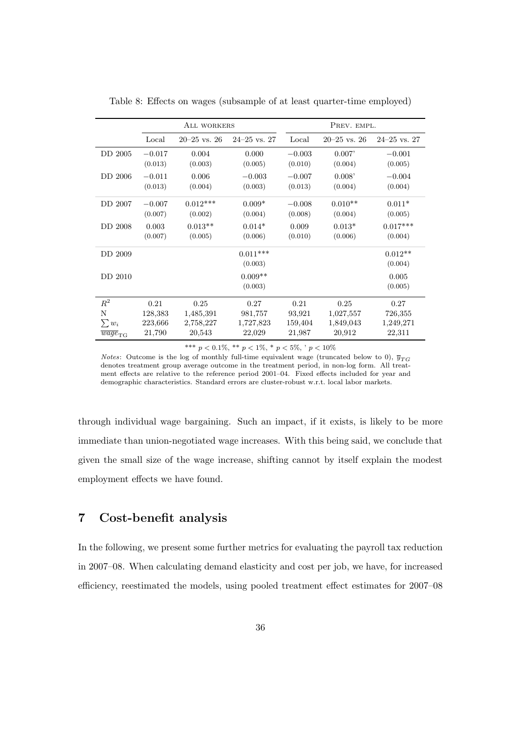Table 8: Effects on wages (subsample of at least quarter-time employed)

| | All workers | | | Prev. empl. | | |
|---|---|---|---|---|---|---|
| | Local | 20–25 vs. 26 | 24–25 vs. 27 | Local | 20–25 vs. 26 | 24–25 vs. 27 |
| DD 2005 | −0.017 | 0.004 | 0.000 | −0.003 | 0.007' | −0.001 |
| | (0.013) | (0.003) | (0.005) | (0.010) | (0.004) | (0.005) |
| DD 2006 | −0.011 | 0.006 | −0.003 | −0.007 | 0.008' | −0.004 |
| | (0.013) | (0.004) | (0.003) | (0.013) | (0.004) | (0.004) |
| DD 2007 | −0.007 | 0.012*** | 0.009* | −0.008 | 0.010** | 0.011* |
| | (0.007) | (0.002) | (0.004) | (0.008) | (0.004) | (0.005) |
| DD 2008 | 0.003 | 0.013** | 0.014* | 0.009 | 0.013* | 0.017*** |
| | (0.007) | (0.005) | (0.006) | (0.010) | (0.006) | (0.004) |
| DD 2009 | | | 0.011*** | | | 0.012** |
| | | | (0.003) | | | (0.004) |
| DD 2010 | | | 0.009** | | | 0.005 |
| | | | (0.003) | | | (0.005) |
| $R^2$ | 0.21 | 0.25 | 0.27 | 0.21 | 0.25 | 0.27 |
| N | 128,383 | 1,485,391 | 981,757 | 93,921 | 1,027,557 | 726,355 |
| $\sum w_i$ | 223,666 | 2,758,227 | 1,727,823 | 159,404 | 1,849,043 | 1,249,271 |
| $\overline{wage}_{\text{TG}}$ | 21,790 | 20,543 | 22,029 | 21,987 | 20,912 | 22,311 |

*** $p < 0.1\%$, ** $p < 1\%$, * $p < 5\%$, ' $p < 10\%$

*Notes*: Outcome is the log of monthly full-time equivalent wage (truncated below to 0), $\overline{y}_{TG}$ denotes treatment group average outcome in the treatment period, in non-log form. All treatment effects are relative to the reference period 2001–04. Fixed effects included for year and demographic characteristics. Standard errors are cluster-robust w.r.t. local labor markets.

through individual wage bargaining. Such an impact, if it exists, is likely to be more immediate than union-negotiated wage increases. With this being said, we conclude that given the small size of the wage increase, shifting cannot by itself explain the modest employment effects we have found.

## 7 Cost-benefit analysis

In the following, we present some further metrics for evaluating the payroll tax reduction in 2007–08. When calculating demand elasticity and cost per job, we have, for increased efficiency, reestimated the models, using pooled treatment effect estimates for 2007–08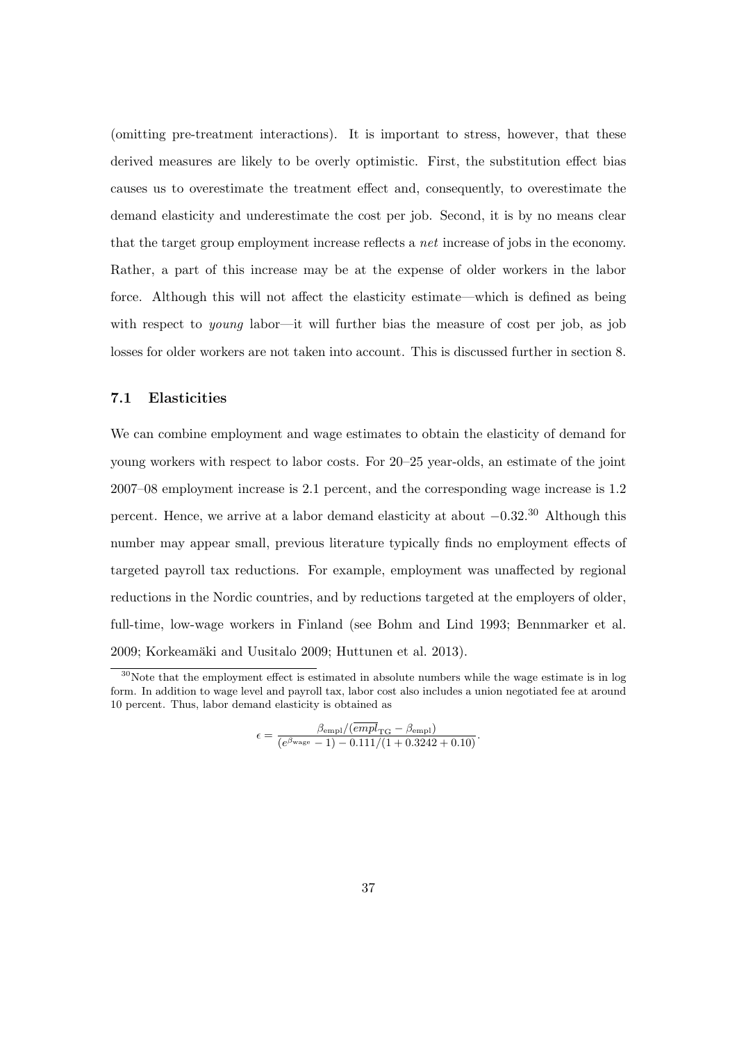(omitting pre-treatment interactions). It is important to stress, however, that these derived measures are likely to be overly optimistic. First, the substitution effect bias causes us to overestimate the treatment effect and, consequently, to overestimate the demand elasticity and underestimate the cost per job. Second, it is by no means clear that the target group employment increase reflects a *net* increase of jobs in the economy. Rather, a part of this increase may be at the expense of older workers in the labor force. Although this will not affect the elasticity estimate—which is defined as being with respect to *young* labor—it will further bias the measure of cost per job, as job losses for older workers are not taken into account. This is discussed further in section 8.

### 7.1 Elasticities

We can combine employment and wage estimates to obtain the elasticity of demand for young workers with respect to labor costs. For 20–25 year-olds, an estimate of the joint 2007–08 employment increase is 2.1 percent, and the corresponding wage increase is 1.2 percent. Hence, we arrive at a labor demand elasticity at about $-0.32$.[30] Although this number may appear small, previous literature typically finds no employment effects of targeted payroll tax reductions. For example, employment was unaffected by regional reductions in the Nordic countries, and by reductions targeted at the employers of older, full-time, low-wage workers in Finland (see Bohm and Lind 1993; Bennmarker et al. 2009; Korkeamäki and Uusitalo 2009; Huttunen et al. 2013).

[30] Note that the employment effect is estimated in absolute numbers while the wage estimate is in log form. In addition to wage level and payroll tax, labor cost also includes a union negotiated fee at around 10 percent. Thus, labor demand elasticity is obtained as

$$\epsilon = \frac{\beta_{\text{empl}}/(\overline{empl}_{\text{TG}} - \beta_{\text{empl}})}{(e^{\beta_{\text{wage}}} - 1) - 0.111/(1 + 0.3242 + 0.10)}.$$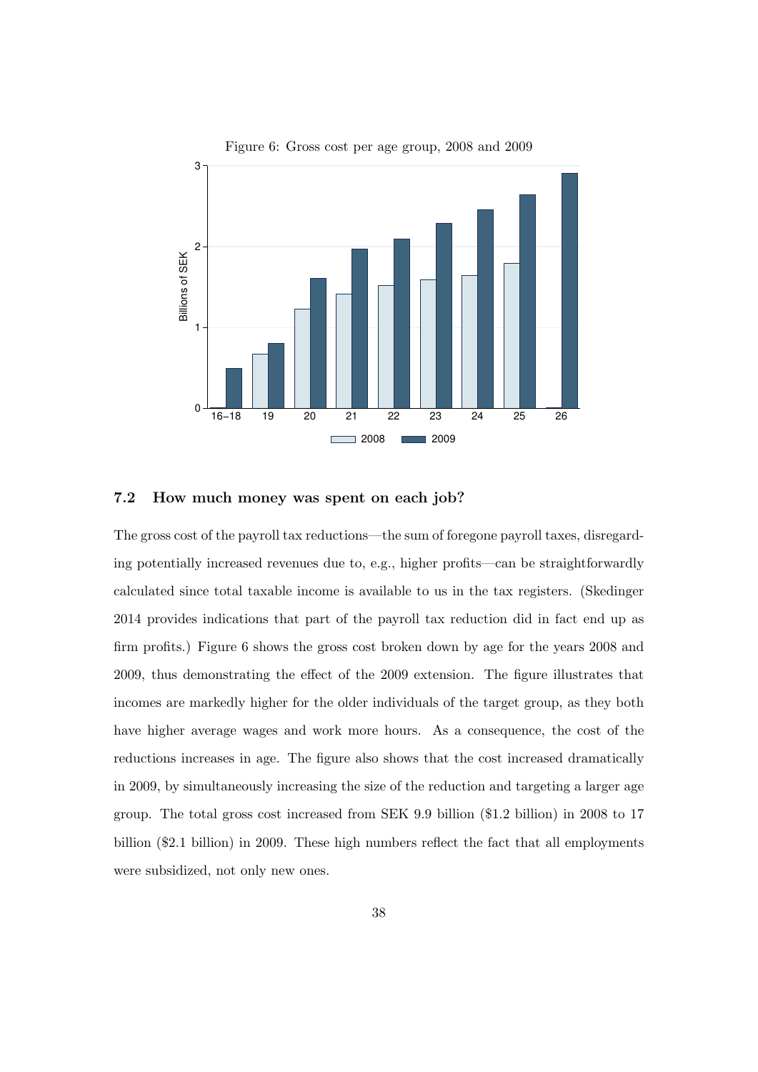Figure 6: Gross cost per age group, 2008 and 2009

## 7.2 How much money was spent on each job?

The gross cost of the payroll tax reductions—the sum of foregone payroll taxes, disregarding potentially increased revenues due to, e.g., higher profits—can be straightforwardly calculated since total taxable income is available to us in the tax registers. (Skedinger 2014 provides indications that part of the payroll tax reduction did in fact end up as firm profits.) Figure 6 shows the gross cost broken down by age for the years 2008 and 2009, thus demonstrating the effect of the 2009 extension. The figure illustrates that incomes are markedly higher for the older individuals of the target group, as they both have higher average wages and work more hours. As a consequence, the cost of the reductions increases in age. The figure also shows that the cost increased dramatically in 2009, by simultaneously increasing the size of the reduction and targeting a larger age group. The total gross cost increased from SEK 9.9 billion ($1.2 billion) in 2008 to 17 billion ($2.1 billion) in 2009. These high numbers reflect the fact that all employments were subsidized, not only new ones.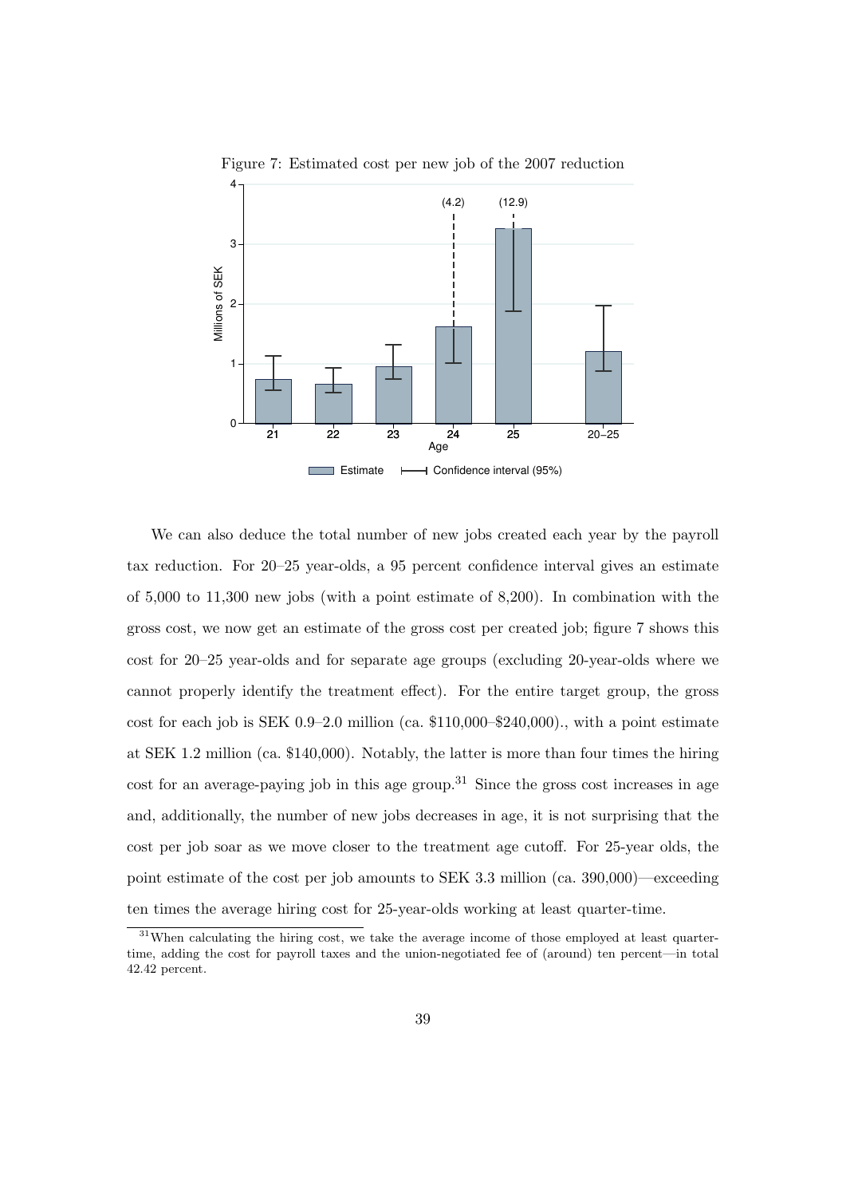Figure 7: Estimated cost per new job of the 2007 reduction

We can also deduce the total number of new jobs created each year by the payroll tax reduction. For 20–25 year-olds, a 95 percent confidence interval gives an estimate of 5,000 to 11,300 new jobs (with a point estimate of 8,200). In combination with the gross cost, we now get an estimate of the gross cost per created job; figure 7 shows this cost for 20–25 year-olds and for separate age groups (excluding 20-year-olds where we cannot properly identify the treatment effect). For the entire target group, the gross cost for each job is SEK 0.9–2.0 million (ca. \$110,000–\$240,000)., with a point estimate at SEK 1.2 million (ca. \$140,000). Notably, the latter is more than four times the hiring cost for an average-paying job in this age group.[31] Since the gross cost increases in age and, additionally, the number of new jobs decreases in age, it is not surprising that the cost per job soar as we move closer to the treatment age cutoff. For 25-year olds, the point estimate of the cost per job amounts to SEK 3.3 million (ca. 390,000)—exceeding ten times the average hiring cost for 25-year-olds working at least quarter-time.

[31] When calculating the hiring cost, we take the average income of those employed at least quarter-time, adding the cost for payroll taxes and the union-negotiated fee of (around) ten percent—in total 42.42 percent.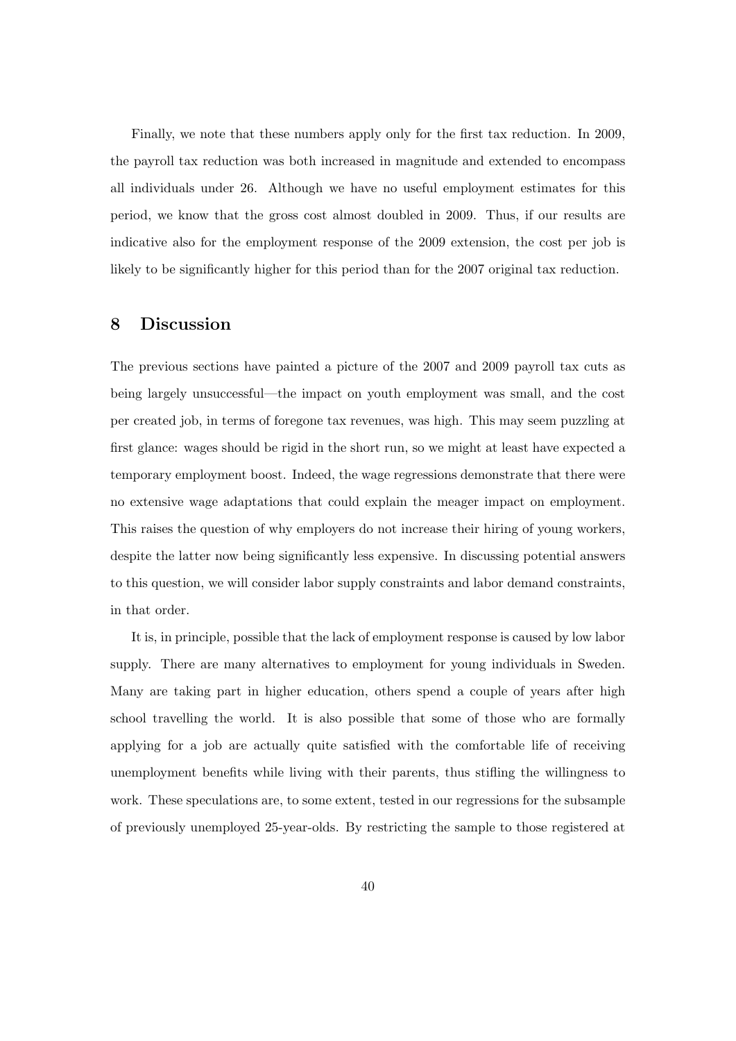Finally, we note that these numbers apply only for the first tax reduction. In 2009, the payroll tax reduction was both increased in magnitude and extended to encompass all individuals under 26. Although we have no useful employment estimates for this period, we know that the gross cost almost doubled in 2009. Thus, if our results are indicative also for the employment response of the 2009 extension, the cost per job is likely to be significantly higher for this period than for the 2007 original tax reduction.

## 8 Discussion

The previous sections have painted a picture of the 2007 and 2009 payroll tax cuts as being largely unsuccessful—the impact on youth employment was small, and the cost per created job, in terms of foregone tax revenues, was high. This may seem puzzling at first glance: wages should be rigid in the short run, so we might at least have expected a temporary employment boost. Indeed, the wage regressions demonstrate that there were no extensive wage adaptations that could explain the meager impact on employment. This raises the question of why employers do not increase their hiring of young workers, despite the latter now being significantly less expensive. In discussing potential answers to this question, we will consider labor supply constraints and labor demand constraints, in that order.

It is, in principle, possible that the lack of employment response is caused by low labor supply. There are many alternatives to employment for young individuals in Sweden. Many are taking part in higher education, others spend a couple of years after high school travelling the world. It is also possible that some of those who are formally applying for a job are actually quite satisfied with the comfortable life of receiving unemployment benefits while living with their parents, thus stifling the willingness to work. These speculations are, to some extent, tested in our regressions for the subsample of previously unemployed 25-year-olds. By restricting the sample to those registered at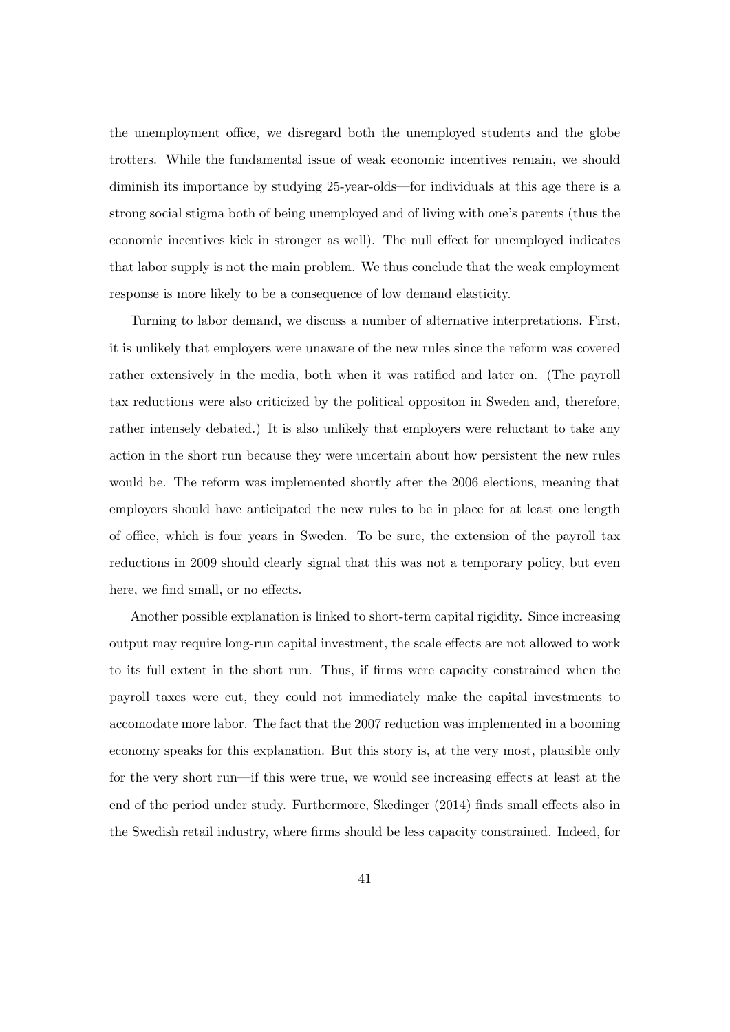the unemployment office, we disregard both the unemployed students and the globe trotters. While the fundamental issue of weak economic incentives remain, we should diminish its importance by studying 25-year-olds—for individuals at this age there is a strong social stigma both of being unemployed and of living with one's parents (thus the economic incentives kick in stronger as well). The null effect for unemployed indicates that labor supply is not the main problem. We thus conclude that the weak employment response is more likely to be a consequence of low demand elasticity.

Turning to labor demand, we discuss a number of alternative interpretations. First, it is unlikely that employers were unaware of the new rules since the reform was covered rather extensively in the media, both when it was ratified and later on. (The payroll tax reductions were also criticized by the political oppositon in Sweden and, therefore, rather intensely debated.) It is also unlikely that employers were reluctant to take any action in the short run because they were uncertain about how persistent the new rules would be. The reform was implemented shortly after the 2006 elections, meaning that employers should have anticipated the new rules to be in place for at least one length of office, which is four years in Sweden. To be sure, the extension of the payroll tax reductions in 2009 should clearly signal that this was not a temporary policy, but even here, we find small, or no effects.

Another possible explanation is linked to short-term capital rigidity. Since increasing output may require long-run capital investment, the scale effects are not allowed to work to its full extent in the short run. Thus, if firms were capacity constrained when the payroll taxes were cut, they could not immediately make the capital investments to accomodate more labor. The fact that the 2007 reduction was implemented in a booming economy speaks for this explanation. But this story is, at the very most, plausible only for the very short run—if this were true, we would see increasing effects at least at the end of the period under study. Furthermore, Skedinger (2014) finds small effects also in the Swedish retail industry, where firms should be less capacity constrained. Indeed, for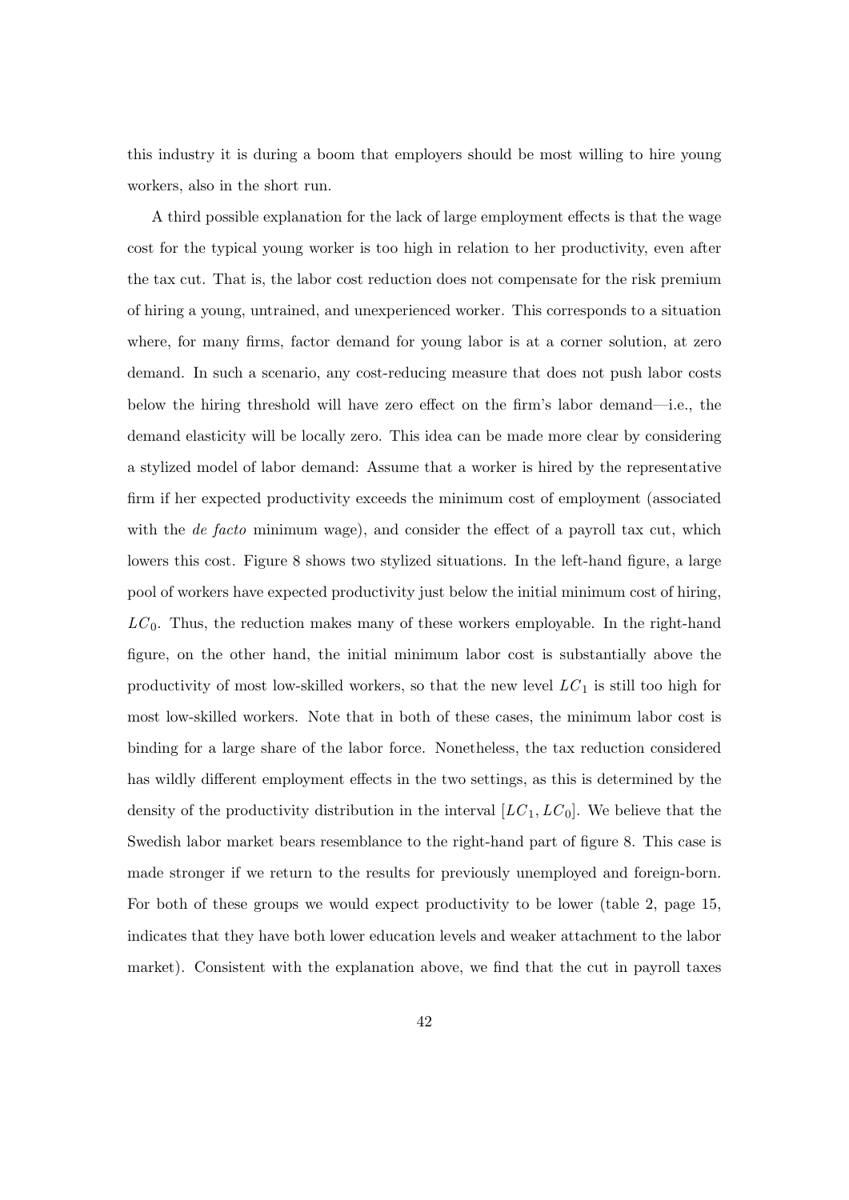this industry it is during a boom that employers should be most willing to hire young workers, also in the short run.

A third possible explanation for the lack of large employment effects is that the wage cost for the typical young worker is too high in relation to her productivity, even after the tax cut. That is, the labor cost reduction does not compensate for the risk premium of hiring a young, untrained, and unexperienced worker. This corresponds to a situation where, for many firms, factor demand for young labor is at a corner solution, at zero demand. In such a scenario, any cost-reducing measure that does not push labor costs below the hiring threshold will have zero effect on the firm's labor demand—i.e., the demand elasticity will be locally zero. This idea can be made more clear by considering a stylized model of labor demand: Assume that a worker is hired by the representative firm if her expected productivity exceeds the minimum cost of employment (associated with the *de facto* minimum wage), and consider the effect of a payroll tax cut, which lowers this cost. Figure 8 shows two stylized situations. In the left-hand figure, a large pool of workers have expected productivity just below the initial minimum cost of hiring, $LC_0$. Thus, the reduction makes many of these workers employable. In the right-hand figure, on the other hand, the initial minimum labor cost is substantially above the productivity of most low-skilled workers, so that the new level $LC_1$ is still too high for most low-skilled workers. Note that in both of these cases, the minimum labor cost is binding for a large share of the labor force. Nonetheless, the tax reduction considered has wildly different employment effects in the two settings, as this is determined by the density of the productivity distribution in the interval $[LC_1, LC_0]$. We believe that the Swedish labor market bears resemblance to the right-hand part of figure 8. This case is made stronger if we return to the results for previously unemployed and foreign-born. For both of these groups we would expect productivity to be lower (table 2, page 15, indicates that they have both lower education levels and weaker attachment to the labor market). Consistent with the explanation above, we find that the cut in payroll taxes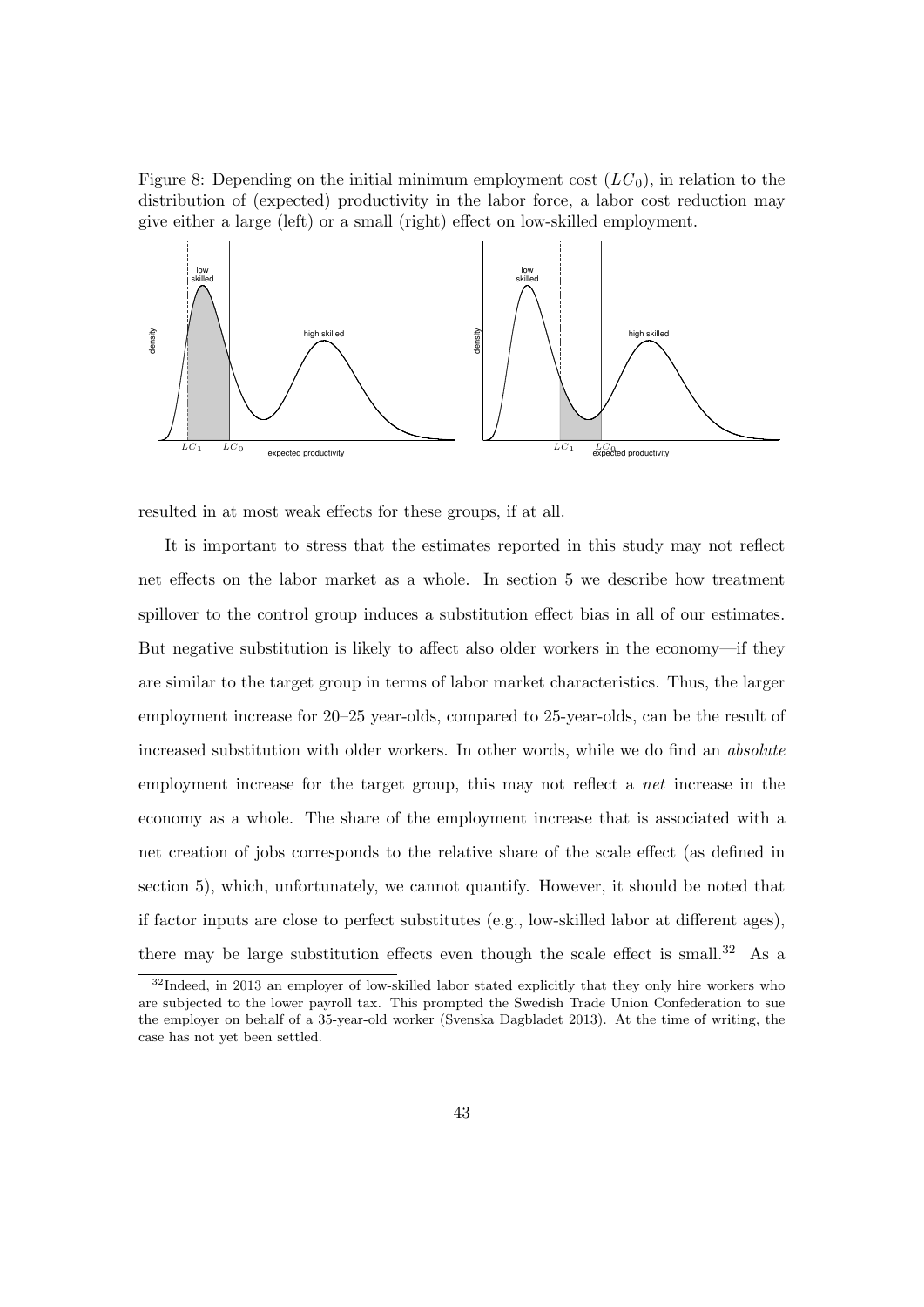Figure 8: Depending on the initial minimum employment cost ($LC_0$), in relation to the distribution of (expected) productivity in the labor force, a labor cost reduction may give either a large (left) or a small (right) effect on low-skilled employment.

resulted in at most weak effects for these groups, if at all.

It is important to stress that the estimates reported in this study may not reflect net effects on the labor market as a whole. In section 5 we describe how treatment spillover to the control group induces a substitution effect bias in all of our estimates. But negative substitution is likely to affect also older workers in the economy—if they are similar to the target group in terms of labor market characteristics. Thus, the larger employment increase for 20–25 year-olds, compared to 25-year-olds, can be the result of increased substitution with older workers. In other words, while we do find an *absolute* employment increase for the target group, this may not reflect a *net* increase in the economy as a whole. The share of the employment increase that is associated with a net creation of jobs corresponds to the relative share of the scale effect (as defined in section 5), which, unfortunately, we cannot quantify. However, it should be noted that if factor inputs are close to perfect substitutes (e.g., low-skilled labor at different ages), there may be large substitution effects even though the scale effect is small.[32] As a

[32] Indeed, in 2013 an employer of low-skilled labor stated explicitly that they only hire workers who are subjected to the lower payroll tax. This prompted the Swedish Trade Union Confederation to sue the employer on behalf of a 35-year-old worker (Svenska Dagbladet 2013). At the time of writing, the case has not yet been settled.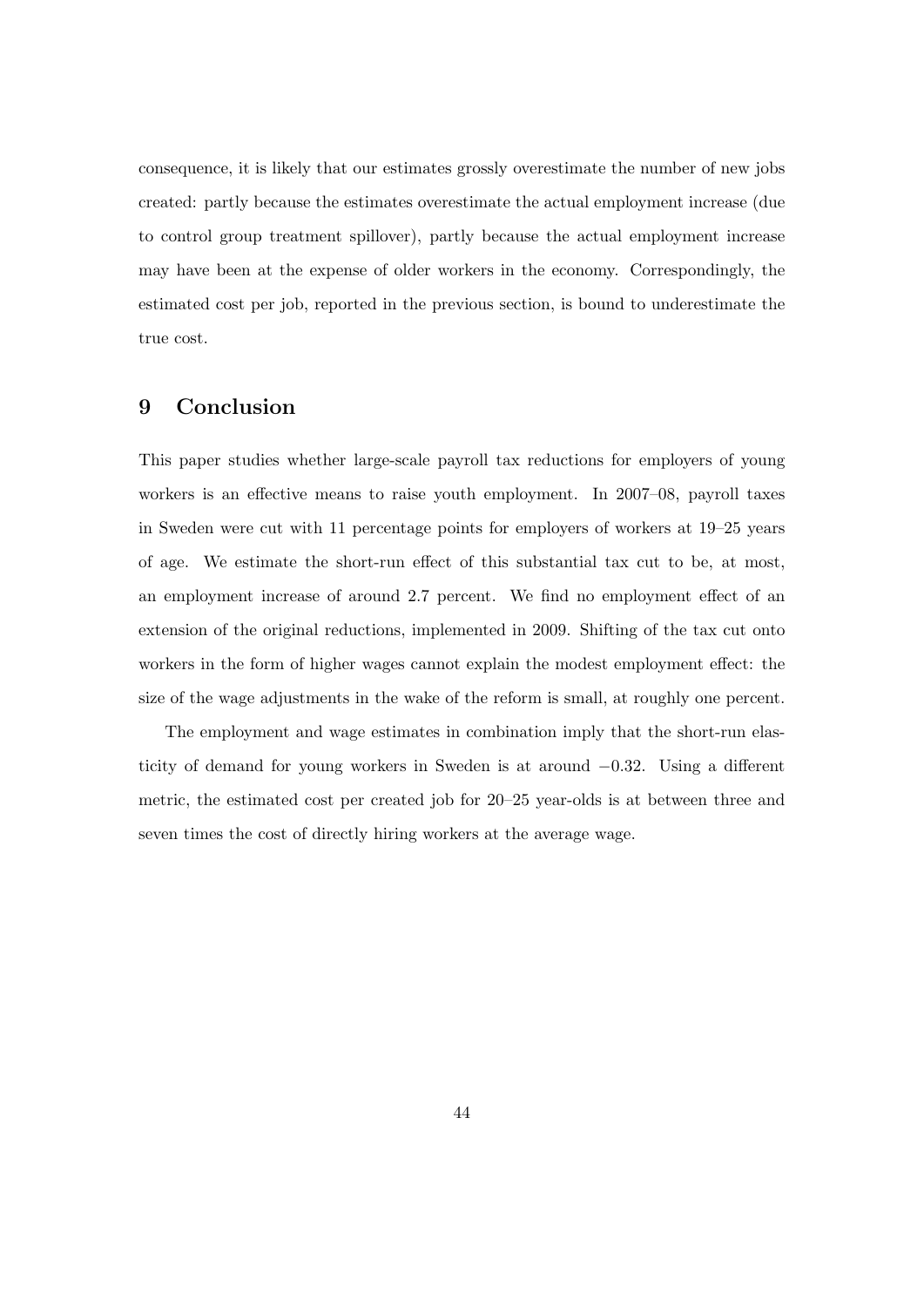consequence, it is likely that our estimates grossly overestimate the number of new jobs created: partly because the estimates overestimate the actual employment increase (due to control group treatment spillover), partly because the actual employment increase may have been at the expense of older workers in the economy. Correspondingly, the estimated cost per job, reported in the previous section, is bound to underestimate the true cost.

# 9 Conclusion

This paper studies whether large-scale payroll tax reductions for employers of young workers is an effective means to raise youth employment. In 2007–08, payroll taxes in Sweden were cut with 11 percentage points for employers of workers at 19–25 years of age. We estimate the short-run effect of this substantial tax cut to be, at most, an employment increase of around 2.7 percent. We find no employment effect of an extension of the original reductions, implemented in 2009. Shifting of the tax cut onto workers in the form of higher wages cannot explain the modest employment effect: the size of the wage adjustments in the wake of the reform is small, at roughly one percent.

The employment and wage estimates in combination imply that the short-run elasticity of demand for young workers in Sweden is at around $-0.32$. Using a different metric, the estimated cost per created job for 20–25 year-olds is at between three and seven times the cost of directly hiring workers at the average wage.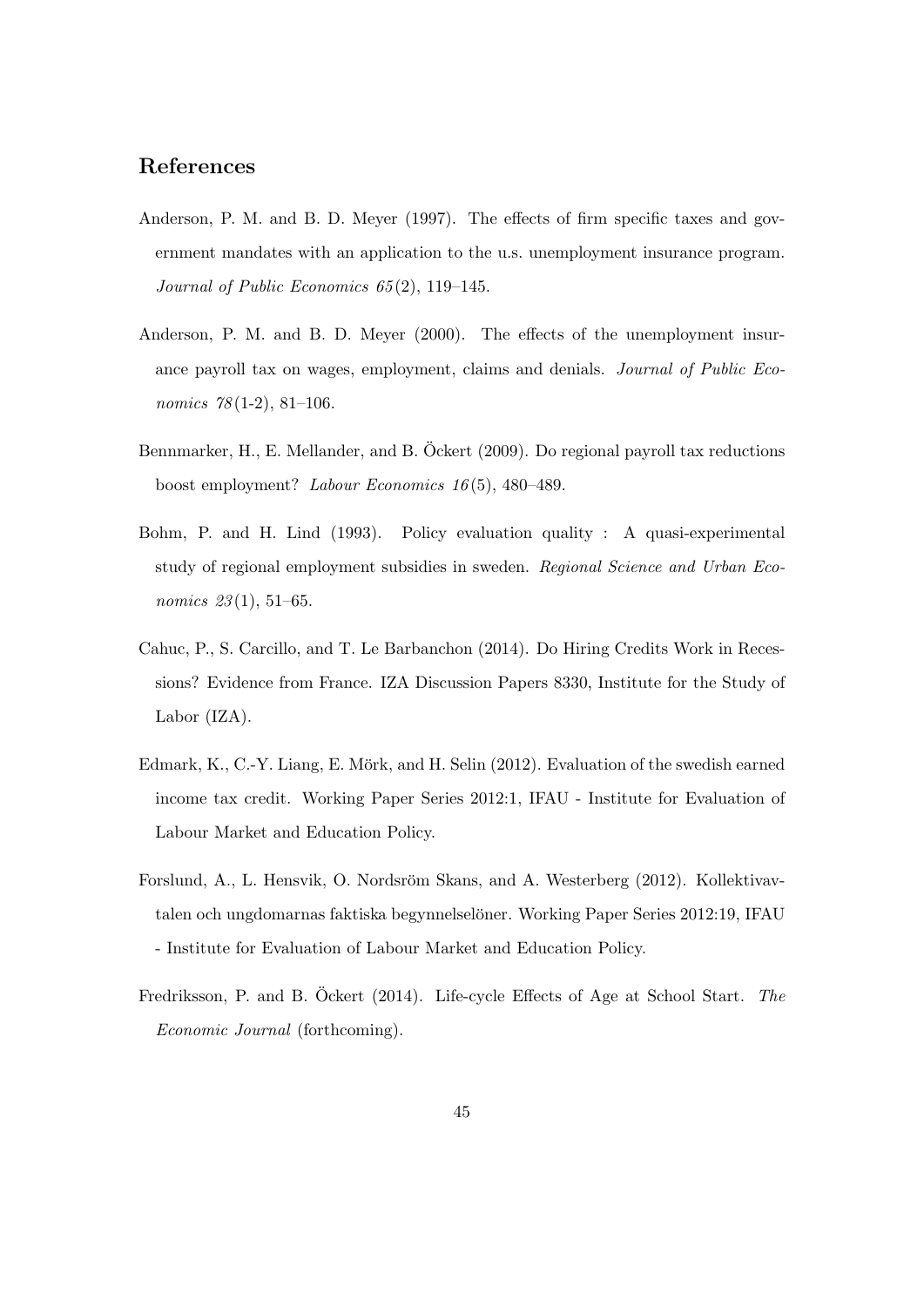## References

Anderson, P. M. and B. D. Meyer (1997). The effects of firm specific taxes and government mandates with an application to the u.s. unemployment insurance program. *Journal of Public Economics 65*(2), 119–145.

Anderson, P. M. and B. D. Meyer (2000). The effects of the unemployment insurance payroll tax on wages, employment, claims and denials. *Journal of Public Economics 78*(1-2), 81–106.

Bennmarker, H., E. Mellander, and B. Öckert (2009). Do regional payroll tax reductions boost employment? *Labour Economics 16*(5), 480–489.

Bohm, P. and H. Lind (1993). Policy evaluation quality : A quasi-experimental study of regional employment subsidies in sweden. *Regional Science and Urban Economics 23*(1), 51–65.

Cahuc, P., S. Carcillo, and T. Le Barbanchon (2014). Do Hiring Credits Work in Recessions? Evidence from France. IZA Discussion Papers 8330, Institute for the Study of Labor (IZA).

Edmark, K., C.-Y. Liang, E. Mörk, and H. Selin (2012). Evaluation of the swedish earned income tax credit. Working Paper Series 2012:1, IFAU - Institute for Evaluation of Labour Market and Education Policy.

Forslund, A., L. Hensvik, O. Nordsröm Skans, and A. Westerberg (2012). Kollektivavtalen och ungdomarnas faktiska begynnelselöner. Working Paper Series 2012:19, IFAU - Institute for Evaluation of Labour Market and Education Policy.

Fredriksson, P. and B. Öckert (2014). Life-cycle Effects of Age at School Start. *The Economic Journal* (forthcoming).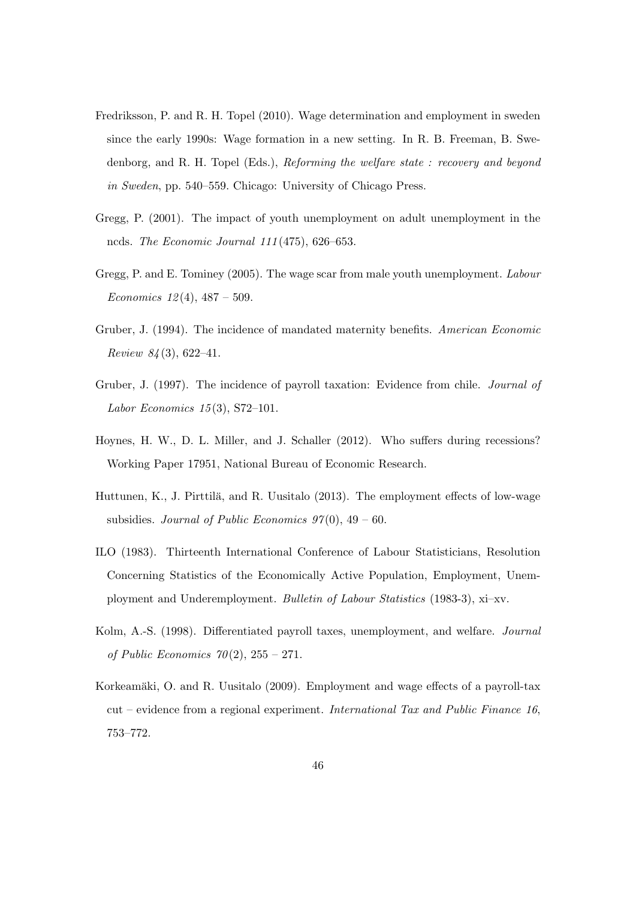Fredriksson, P. and R. H. Topel (2010). Wage determination and employment in sweden since the early 1990s: Wage formation in a new setting. In R. B. Freeman, B. Swedenborg, and R. H. Topel (Eds.), *Reforming the welfare state : recovery and beyond in Sweden*, pp. 540–559. Chicago: University of Chicago Press.

Gregg, P. (2001). The impact of youth unemployment on adult unemployment in the ncds. *The Economic Journal 111*(475), 626–653.

Gregg, P. and E. Tominey (2005). The wage scar from male youth unemployment. *Labour Economics 12*(4), 487 – 509.

Gruber, J. (1994). The incidence of mandated maternity benefits. *American Economic Review 84*(3), 622–41.

Gruber, J. (1997). The incidence of payroll taxation: Evidence from chile. *Journal of Labor Economics 15*(3), S72–101.

Hoynes, H. W., D. L. Miller, and J. Schaller (2012). Who suffers during recessions? Working Paper 17951, National Bureau of Economic Research.

Huttunen, K., J. Pirttilä, and R. Uusitalo (2013). The employment effects of low-wage subsidies. *Journal of Public Economics 97*(0), 49 – 60.

ILO (1983). Thirteenth International Conference of Labour Statisticians, Resolution Concerning Statistics of the Economically Active Population, Employment, Unemployment and Underemployment. *Bulletin of Labour Statistics* (1983-3), xi–xv.

Kolm, A.-S. (1998). Differentiated payroll taxes, unemployment, and welfare. *Journal of Public Economics 70*(2), 255 – 271.

Korkeamäki, O. and R. Uusitalo (2009). Employment and wage effects of a payroll-tax cut – evidence from a regional experiment. *International Tax and Public Finance 16*, 753–772.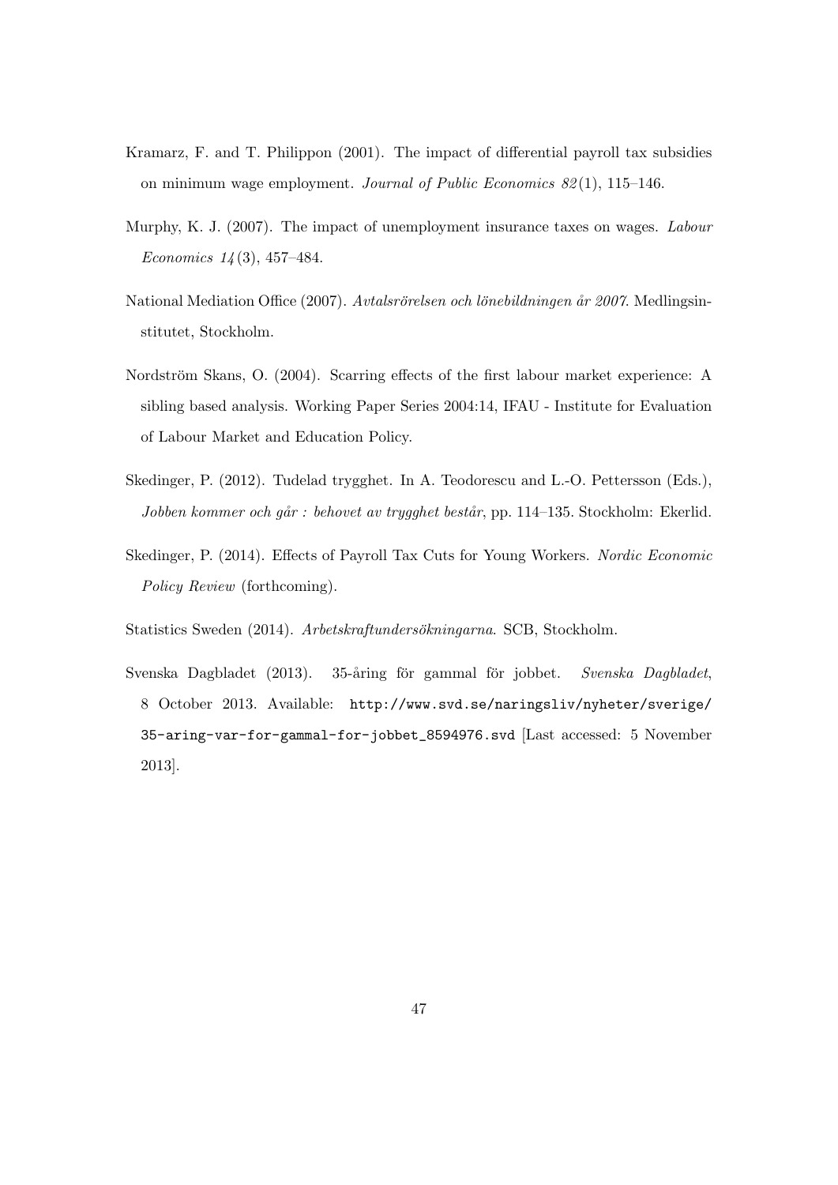Kramarz, F. and T. Philippon (2001). The impact of differential payroll tax subsidies on minimum wage employment. *Journal of Public Economics 82*(1), 115–146.

Murphy, K. J. (2007). The impact of unemployment insurance taxes on wages. *Labour Economics 14*(3), 457–484.

National Mediation Office (2007). *Avtalsrörelsen och lönebildningen år 2007*. Medlingsinstitutet, Stockholm.

Nordström Skans, O. (2004). Scarring effects of the first labour market experience: A sibling based analysis. Working Paper Series 2004:14, IFAU - Institute for Evaluation of Labour Market and Education Policy.

Skedinger, P. (2012). Tudelad trygghet. In A. Teodorescu and L.-O. Pettersson (Eds.), *Jobben kommer och går : behovet av trygghet består*, pp. 114–135. Stockholm: Ekerlid.

Skedinger, P. (2014). Effects of Payroll Tax Cuts for Young Workers. *Nordic Economic Policy Review* (forthcoming).

Statistics Sweden (2014). *Arbetskraftundersökningarna*. SCB, Stockholm.

Svenska Dagbladet (2013). 35-åring för gammal för jobbet. *Svenska Dagbladet*, 8 October 2013. Available: `http://www.svd.se/naringsliv/nyheter/sverige/35-aring-var-for-gammal-for-jobbet_8594976.svd` [Last accessed: 5 November 2013].